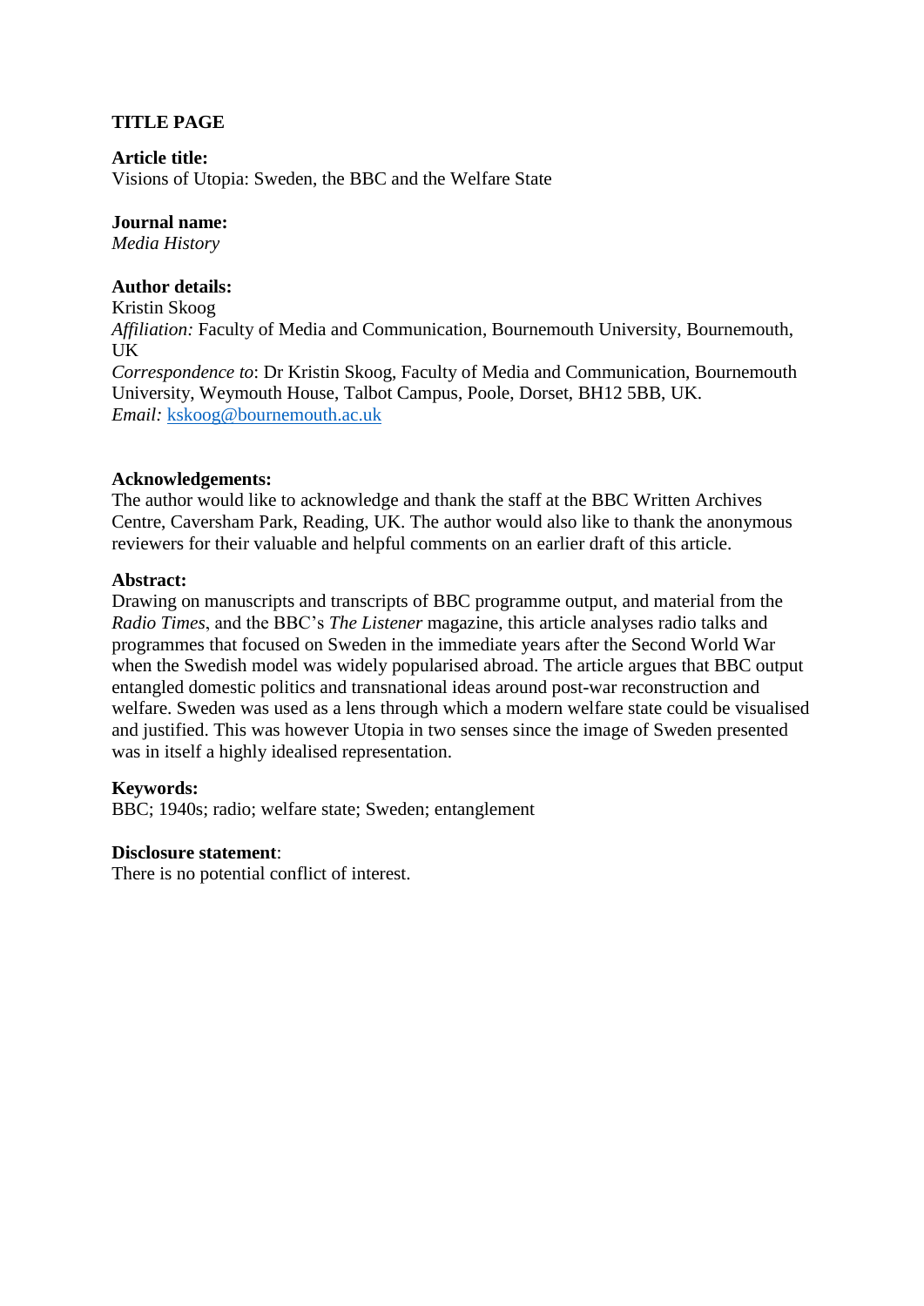**TITLE PAGE**

**Article title:**
Visions of Utopia: Sweden, the BBC and the Welfare State

**Journal name:**
*Media History*

**Author details:**
Kristin Skoog
*Affiliation:* Faculty of Media and Communication, Bournemouth University, Bournemouth, UK
*Correspondence to*: Dr Kristin Skoog, Faculty of Media and Communication, Bournemouth University, Weymouth House, Talbot Campus, Poole, Dorset, BH12 5BB, UK.
*Email:* kskoog@bournemouth.ac.uk

**Acknowledgements:**
The author would like to acknowledge and thank the staff at the BBC Written Archives Centre, Caversham Park, Reading, UK. The author would also like to thank the anonymous reviewers for their valuable and helpful comments on an earlier draft of this article.

**Abstract:**
Drawing on manuscripts and transcripts of BBC programme output, and material from the *Radio Times*, and the BBC's *The Listener* magazine, this article analyses radio talks and programmes that focused on Sweden in the immediate years after the Second World War when the Swedish model was widely popularised abroad. The article argues that BBC output entangled domestic politics and transnational ideas around post-war reconstruction and welfare. Sweden was used as a lens through which a modern welfare state could be visualised and justified. This was however Utopia in two senses since the image of Sweden presented was in itself a highly idealised representation.

**Keywords:**
BBC; 1940s; radio; welfare state; Sweden; entanglement

**Disclosure statement**:
There is no potential conflict of interest.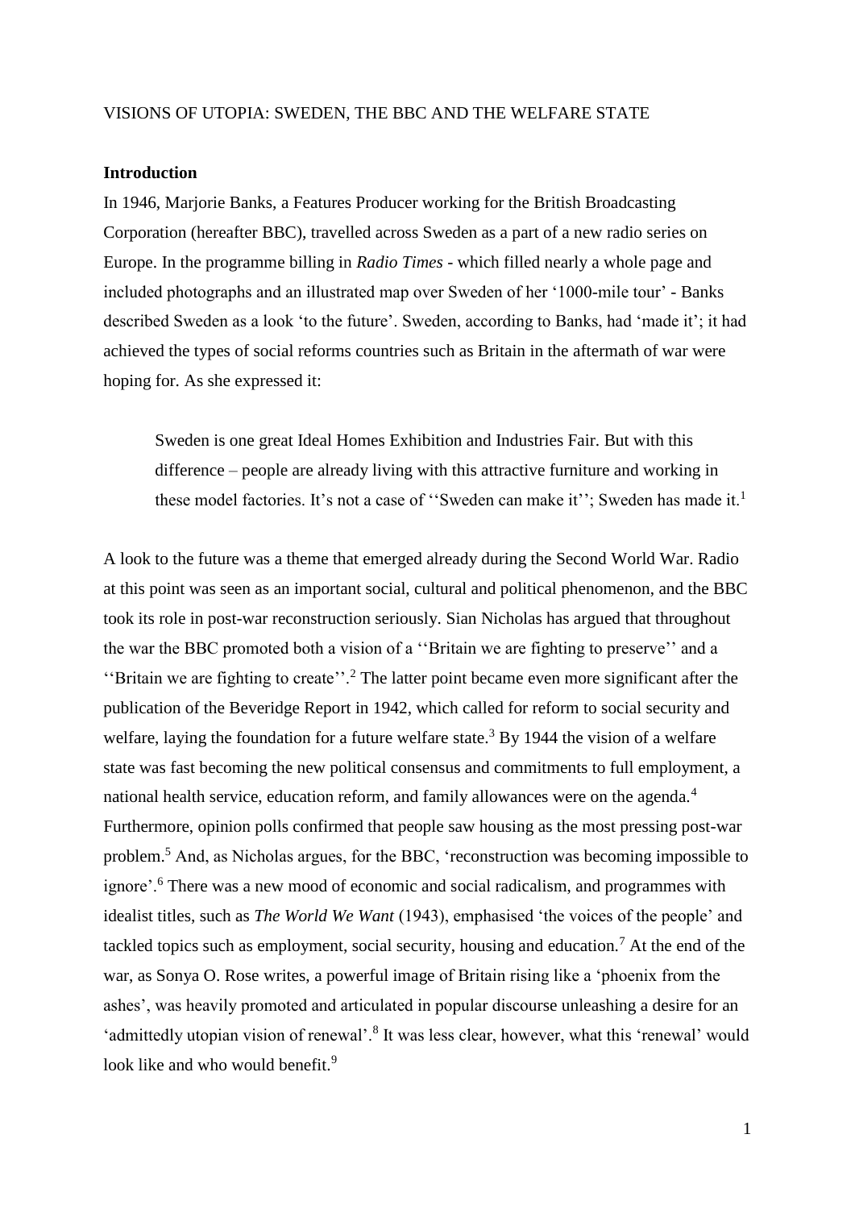VISIONS OF UTOPIA: SWEDEN, THE BBC AND THE WELFARE STATE

**Introduction**

In 1946, Marjorie Banks, a Features Producer working for the British Broadcasting Corporation (hereafter BBC), travelled across Sweden as a part of a new radio series on Europe. In the programme billing in *Radio Times* - which filled nearly a whole page and included photographs and an illustrated map over Sweden of her '1000-mile tour' - Banks described Sweden as a look 'to the future'. Sweden, according to Banks, had 'made it'; it had achieved the types of social reforms countries such as Britain in the aftermath of war were hoping for. As she expressed it:

> Sweden is one great Ideal Homes Exhibition and Industries Fair. But with this difference – people are already living with this attractive furniture and working in these model factories. It's not a case of ''Sweden can make it''; Sweden has made it.[1]

A look to the future was a theme that emerged already during the Second World War. Radio at this point was seen as an important social, cultural and political phenomenon, and the BBC took its role in post-war reconstruction seriously. Sian Nicholas has argued that throughout the war the BBC promoted both a vision of a ''Britain we are fighting to preserve'' and a ''Britain we are fighting to create''.[2] The latter point became even more significant after the publication of the Beveridge Report in 1942, which called for reform to social security and welfare, laying the foundation for a future welfare state.[3] By 1944 the vision of a welfare state was fast becoming the new political consensus and commitments to full employment, a national health service, education reform, and family allowances were on the agenda.[4] Furthermore, opinion polls confirmed that people saw housing as the most pressing post-war problem.[5] And, as Nicholas argues, for the BBC, 'reconstruction was becoming impossible to ignore'.[6] There was a new mood of economic and social radicalism, and programmes with idealist titles, such as *The World We Want* (1943), emphasised 'the voices of the people' and tackled topics such as employment, social security, housing and education.[7] At the end of the war, as Sonya O. Rose writes, a powerful image of Britain rising like a 'phoenix from the ashes', was heavily promoted and articulated in popular discourse unleashing a desire for an 'admittedly utopian vision of renewal'.[8] It was less clear, however, what this 'renewal' would look like and who would benefit.[9]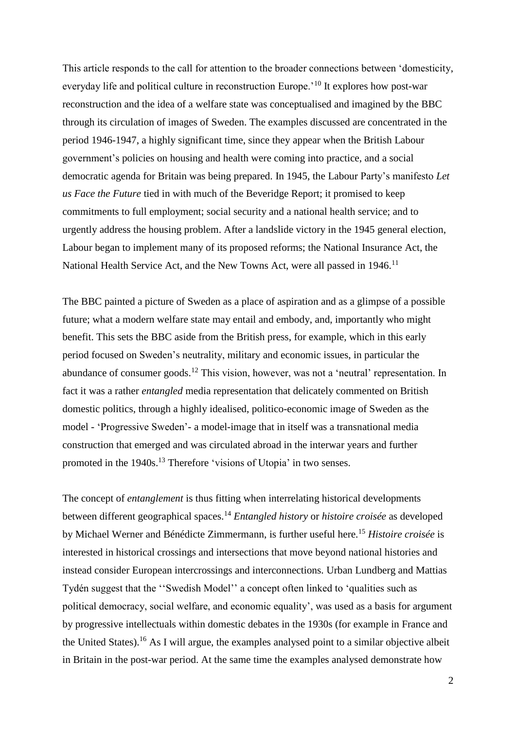This article responds to the call for attention to the broader connections between 'domesticity, everyday life and political culture in reconstruction Europe.'[10] It explores how post-war reconstruction and the idea of a welfare state was conceptualised and imagined by the BBC through its circulation of images of Sweden. The examples discussed are concentrated in the period 1946-1947, a highly significant time, since they appear when the British Labour government's policies on housing and health were coming into practice, and a social democratic agenda for Britain was being prepared. In 1945, the Labour Party's manifesto *Let us Face the Future* tied in with much of the Beveridge Report; it promised to keep commitments to full employment; social security and a national health service; and to urgently address the housing problem. After a landslide victory in the 1945 general election, Labour began to implement many of its proposed reforms; the National Insurance Act, the National Health Service Act, and the New Towns Act, were all passed in 1946.[11]

The BBC painted a picture of Sweden as a place of aspiration and as a glimpse of a possible future; what a modern welfare state may entail and embody, and, importantly who might benefit. This sets the BBC aside from the British press, for example, which in this early period focused on Sweden's neutrality, military and economic issues, in particular the abundance of consumer goods.[12] This vision, however, was not a 'neutral' representation. In fact it was a rather *entangled* media representation that delicately commented on British domestic politics, through a highly idealised, politico-economic image of Sweden as the model - 'Progressive Sweden'- a model-image that in itself was a transnational media construction that emerged and was circulated abroad in the interwar years and further promoted in the 1940s.[13] Therefore 'visions of Utopia' in two senses.

The concept of *entanglement* is thus fitting when interrelating historical developments between different geographical spaces.[14] *Entangled history* or *histoire croisée* as developed by Michael Werner and Bénédicte Zimmermann, is further useful here.[15] *Histoire croisée* is interested in historical crossings and intersections that move beyond national histories and instead consider European intercrossings and interconnections. Urban Lundberg and Mattias Tydén suggest that the ''Swedish Model'' a concept often linked to 'qualities such as political democracy, social welfare, and economic equality', was used as a basis for argument by progressive intellectuals within domestic debates in the 1930s (for example in France and the United States).[16] As I will argue, the examples analysed point to a similar objective albeit in Britain in the post-war period. At the same time the examples analysed demonstrate how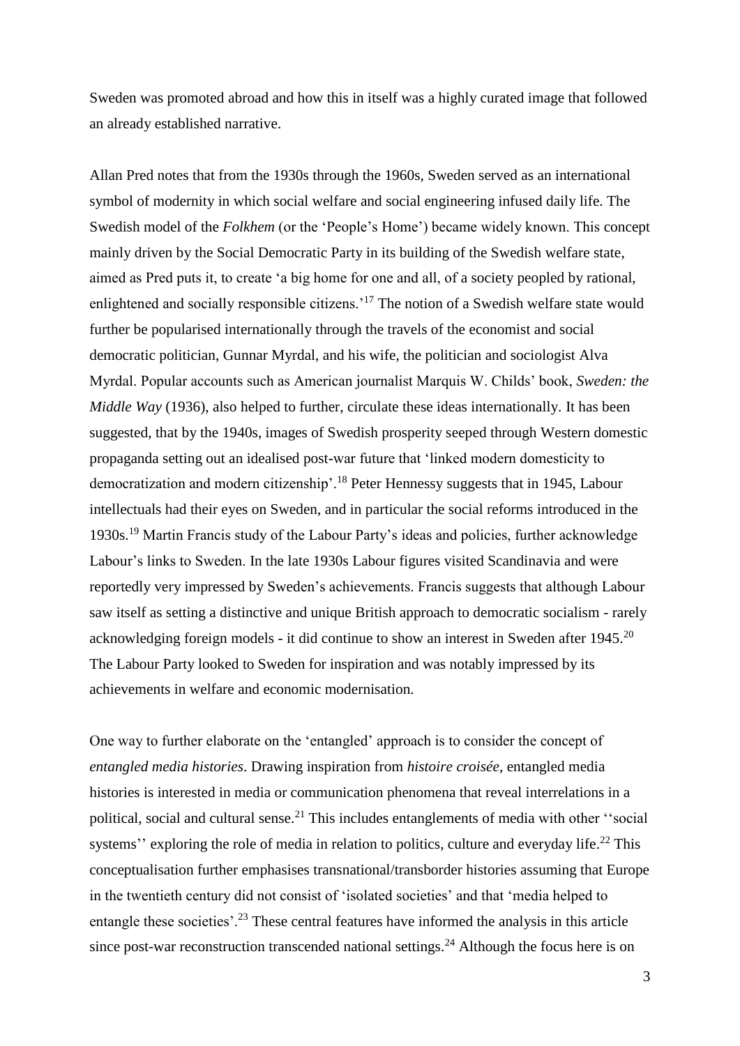Sweden was promoted abroad and how this in itself was a highly curated image that followed an already established narrative.

Allan Pred notes that from the 1930s through the 1960s, Sweden served as an international symbol of modernity in which social welfare and social engineering infused daily life. The Swedish model of the *Folkhem* (or the 'People's Home') became widely known. This concept mainly driven by the Social Democratic Party in its building of the Swedish welfare state, aimed as Pred puts it, to create 'a big home for one and all, of a society peopled by rational, enlightened and socially responsible citizens.'[17] The notion of a Swedish welfare state would further be popularised internationally through the travels of the economist and social democratic politician, Gunnar Myrdal, and his wife, the politician and sociologist Alva Myrdal. Popular accounts such as American journalist Marquis W. Childs' book, *Sweden: the Middle Way* (1936), also helped to further, circulate these ideas internationally. It has been suggested, that by the 1940s, images of Swedish prosperity seeped through Western domestic propaganda setting out an idealised post-war future that 'linked modern domesticity to democratization and modern citizenship'.[18] Peter Hennessy suggests that in 1945, Labour intellectuals had their eyes on Sweden, and in particular the social reforms introduced in the 1930s.[19] Martin Francis study of the Labour Party's ideas and policies, further acknowledge Labour's links to Sweden. In the late 1930s Labour figures visited Scandinavia and were reportedly very impressed by Sweden's achievements. Francis suggests that although Labour saw itself as setting a distinctive and unique British approach to democratic socialism - rarely acknowledging foreign models - it did continue to show an interest in Sweden after 1945.[20] The Labour Party looked to Sweden for inspiration and was notably impressed by its achievements in welfare and economic modernisation.

One way to further elaborate on the 'entangled' approach is to consider the concept of *entangled media histories*. Drawing inspiration from *histoire croisée*, entangled media histories is interested in media or communication phenomena that reveal interrelations in a political, social and cultural sense.[21] This includes entanglements of media with other ''social systems'' exploring the role of media in relation to politics, culture and everyday life.[22] This conceptualisation further emphasises transnational/transborder histories assuming that Europe in the twentieth century did not consist of 'isolated societies' and that 'media helped to entangle these societies'.[23] These central features have informed the analysis in this article since post-war reconstruction transcended national settings.[24] Although the focus here is on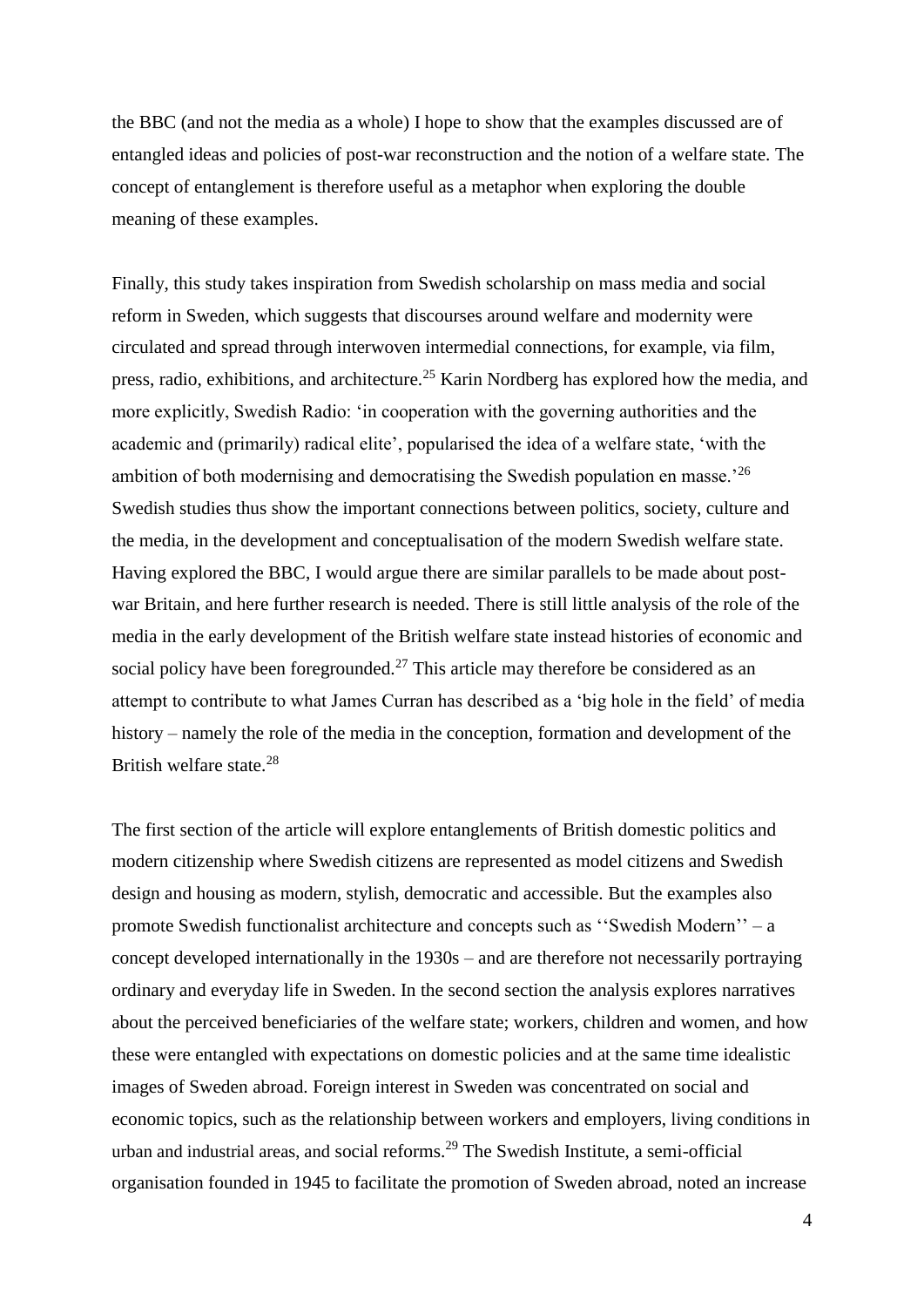the BBC (and not the media as a whole) I hope to show that the examples discussed are of entangled ideas and policies of post-war reconstruction and the notion of a welfare state. The concept of entanglement is therefore useful as a metaphor when exploring the double meaning of these examples.

Finally, this study takes inspiration from Swedish scholarship on mass media and social reform in Sweden, which suggests that discourses around welfare and modernity were circulated and spread through interwoven intermedial connections, for example, via film, press, radio, exhibitions, and architecture.[25] Karin Nordberg has explored how the media, and more explicitly, Swedish Radio: 'in cooperation with the governing authorities and the academic and (primarily) radical elite', popularised the idea of a welfare state, 'with the ambition of both modernising and democratising the Swedish population en masse.'[26] Swedish studies thus show the important connections between politics, society, culture and the media, in the development and conceptualisation of the modern Swedish welfare state. Having explored the BBC, I would argue there are similar parallels to be made about post-war Britain, and here further research is needed. There is still little analysis of the role of the media in the early development of the British welfare state instead histories of economic and social policy have been foregrounded.[27] This article may therefore be considered as an attempt to contribute to what James Curran has described as a 'big hole in the field' of media history – namely the role of the media in the conception, formation and development of the British welfare state.[28]

The first section of the article will explore entanglements of British domestic politics and modern citizenship where Swedish citizens are represented as model citizens and Swedish design and housing as modern, stylish, democratic and accessible. But the examples also promote Swedish functionalist architecture and concepts such as ''Swedish Modern'' – a concept developed internationally in the 1930s – and are therefore not necessarily portraying ordinary and everyday life in Sweden. In the second section the analysis explores narratives about the perceived beneficiaries of the welfare state; workers, children and women, and how these were entangled with expectations on domestic policies and at the same time idealistic images of Sweden abroad. Foreign interest in Sweden was concentrated on social and economic topics, such as the relationship between workers and employers, living conditions in urban and industrial areas, and social reforms.[29] The Swedish Institute, a semi-official organisation founded in 1945 to facilitate the promotion of Sweden abroad, noted an increase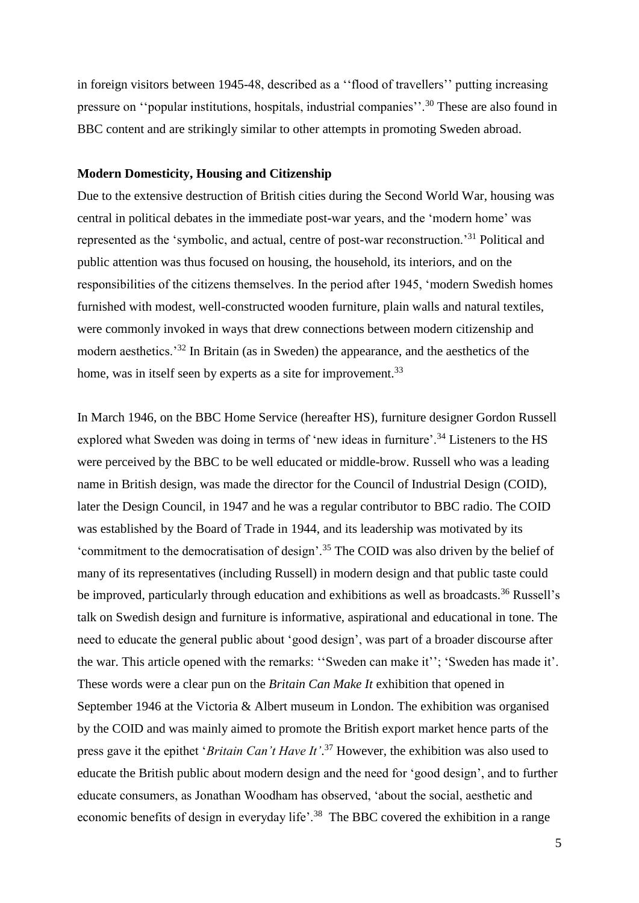in foreign visitors between 1945-48, described as a ''flood of travellers'' putting increasing pressure on ''popular institutions, hospitals, industrial companies''.[30] These are also found in BBC content and are strikingly similar to other attempts in promoting Sweden abroad.

**Modern Domesticity, Housing and Citizenship**

Due to the extensive destruction of British cities during the Second World War, housing was central in political debates in the immediate post-war years, and the 'modern home' was represented as the 'symbolic, and actual, centre of post-war reconstruction.'[31] Political and public attention was thus focused on housing, the household, its interiors, and on the responsibilities of the citizens themselves. In the period after 1945, 'modern Swedish homes furnished with modest, well-constructed wooden furniture, plain walls and natural textiles, were commonly invoked in ways that drew connections between modern citizenship and modern aesthetics.'[32] In Britain (as in Sweden) the appearance, and the aesthetics of the home, was in itself seen by experts as a site for improvement.[33]

In March 1946, on the BBC Home Service (hereafter HS), furniture designer Gordon Russell explored what Sweden was doing in terms of 'new ideas in furniture'.[34] Listeners to the HS were perceived by the BBC to be well educated or middle-brow. Russell who was a leading name in British design, was made the director for the Council of Industrial Design (COID), later the Design Council, in 1947 and he was a regular contributor to BBC radio. The COID was established by the Board of Trade in 1944, and its leadership was motivated by its 'commitment to the democratisation of design'.[35] The COID was also driven by the belief of many of its representatives (including Russell) in modern design and that public taste could be improved, particularly through education and exhibitions as well as broadcasts.[36] Russell's talk on Swedish design and furniture is informative, aspirational and educational in tone. The need to educate the general public about 'good design', was part of a broader discourse after the war. This article opened with the remarks: ''Sweden can make it''; 'Sweden has made it'. These words were a clear pun on the *Britain Can Make It* exhibition that opened in September 1946 at the Victoria & Albert museum in London. The exhibition was organised by the COID and was mainly aimed to promote the British export market hence parts of the press gave it the epithet '*Britain Can't Have It'*.[37] However, the exhibition was also used to educate the British public about modern design and the need for 'good design', and to further educate consumers, as Jonathan Woodham has observed, 'about the social, aesthetic and economic benefits of design in everyday life'.[38] The BBC covered the exhibition in a range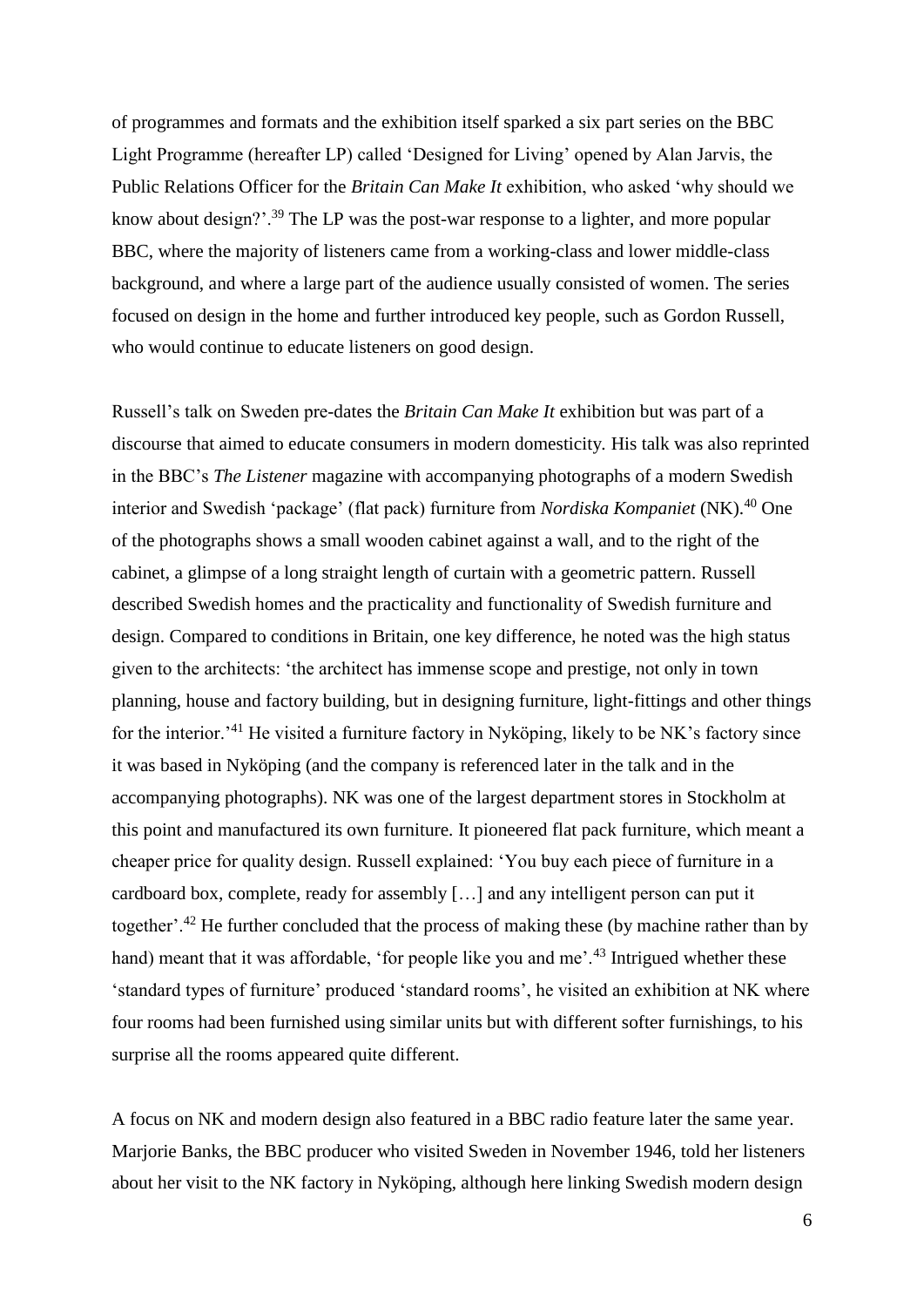of programmes and formats and the exhibition itself sparked a six part series on the BBC Light Programme (hereafter LP) called 'Designed for Living' opened by Alan Jarvis, the Public Relations Officer for the *Britain Can Make It* exhibition, who asked 'why should we know about design?'.[39] The LP was the post-war response to a lighter, and more popular BBC, where the majority of listeners came from a working-class and lower middle-class background, and where a large part of the audience usually consisted of women. The series focused on design in the home and further introduced key people, such as Gordon Russell, who would continue to educate listeners on good design.

Russell's talk on Sweden pre-dates the *Britain Can Make It* exhibition but was part of a discourse that aimed to educate consumers in modern domesticity. His talk was also reprinted in the BBC's *The Listener* magazine with accompanying photographs of a modern Swedish interior and Swedish 'package' (flat pack) furniture from *Nordiska Kompaniet* (NK).[40] One of the photographs shows a small wooden cabinet against a wall, and to the right of the cabinet, a glimpse of a long straight length of curtain with a geometric pattern. Russell described Swedish homes and the practicality and functionality of Swedish furniture and design. Compared to conditions in Britain, one key difference, he noted was the high status given to the architects: 'the architect has immense scope and prestige, not only in town planning, house and factory building, but in designing furniture, light-fittings and other things for the interior.'[41] He visited a furniture factory in Nyköping, likely to be NK's factory since it was based in Nyköping (and the company is referenced later in the talk and in the accompanying photographs). NK was one of the largest department stores in Stockholm at this point and manufactured its own furniture. It pioneered flat pack furniture, which meant a cheaper price for quality design. Russell explained: 'You buy each piece of furniture in a cardboard box, complete, ready for assembly […] and any intelligent person can put it together'.[42] He further concluded that the process of making these (by machine rather than by hand) meant that it was affordable, 'for people like you and me'.[43] Intrigued whether these 'standard types of furniture' produced 'standard rooms', he visited an exhibition at NK where four rooms had been furnished using similar units but with different softer furnishings, to his surprise all the rooms appeared quite different.

A focus on NK and modern design also featured in a BBC radio feature later the same year. Marjorie Banks, the BBC producer who visited Sweden in November 1946, told her listeners about her visit to the NK factory in Nyköping, although here linking Swedish modern design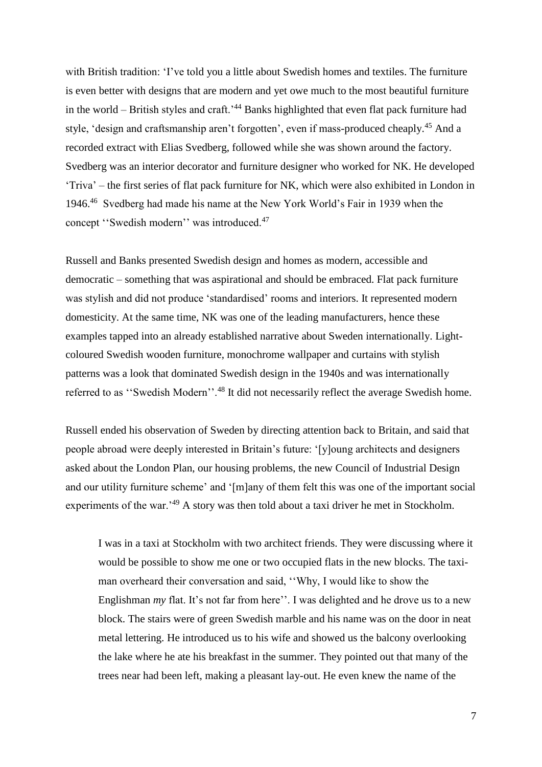with British tradition: 'I've told you a little about Swedish homes and textiles. The furniture is even better with designs that are modern and yet owe much to the most beautiful furniture in the world – British styles and craft.'[44] Banks highlighted that even flat pack furniture had style, 'design and craftsmanship aren't forgotten', even if mass-produced cheaply.[45] And a recorded extract with Elias Svedberg, followed while she was shown around the factory. Svedberg was an interior decorator and furniture designer who worked for NK. He developed 'Triva' – the first series of flat pack furniture for NK, which were also exhibited in London in 1946.[46] Svedberg had made his name at the New York World's Fair in 1939 when the concept ''Swedish modern'' was introduced.[47]

Russell and Banks presented Swedish design and homes as modern, accessible and democratic – something that was aspirational and should be embraced. Flat pack furniture was stylish and did not produce 'standardised' rooms and interiors. It represented modern domesticity. At the same time, NK was one of the leading manufacturers, hence these examples tapped into an already established narrative about Sweden internationally. Light-coloured Swedish wooden furniture, monochrome wallpaper and curtains with stylish patterns was a look that dominated Swedish design in the 1940s and was internationally referred to as ''Swedish Modern''.[48] It did not necessarily reflect the average Swedish home.

Russell ended his observation of Sweden by directing attention back to Britain, and said that people abroad were deeply interested in Britain's future: '[y]oung architects and designers asked about the London Plan, our housing problems, the new Council of Industrial Design and our utility furniture scheme' and '[m]any of them felt this was one of the important social experiments of the war.'[49] A story was then told about a taxi driver he met in Stockholm.

> I was in a taxi at Stockholm with two architect friends. They were discussing where it would be possible to show me one or two occupied flats in the new blocks. The taxi-man overheard their conversation and said, ''Why, I would like to show the Englishman *my* flat. It's not far from here''. I was delighted and he drove us to a new block. The stairs were of green Swedish marble and his name was on the door in neat metal lettering. He introduced us to his wife and showed us the balcony overlooking the lake where he ate his breakfast in the summer. They pointed out that many of the trees near had been left, making a pleasant lay-out. He even knew the name of the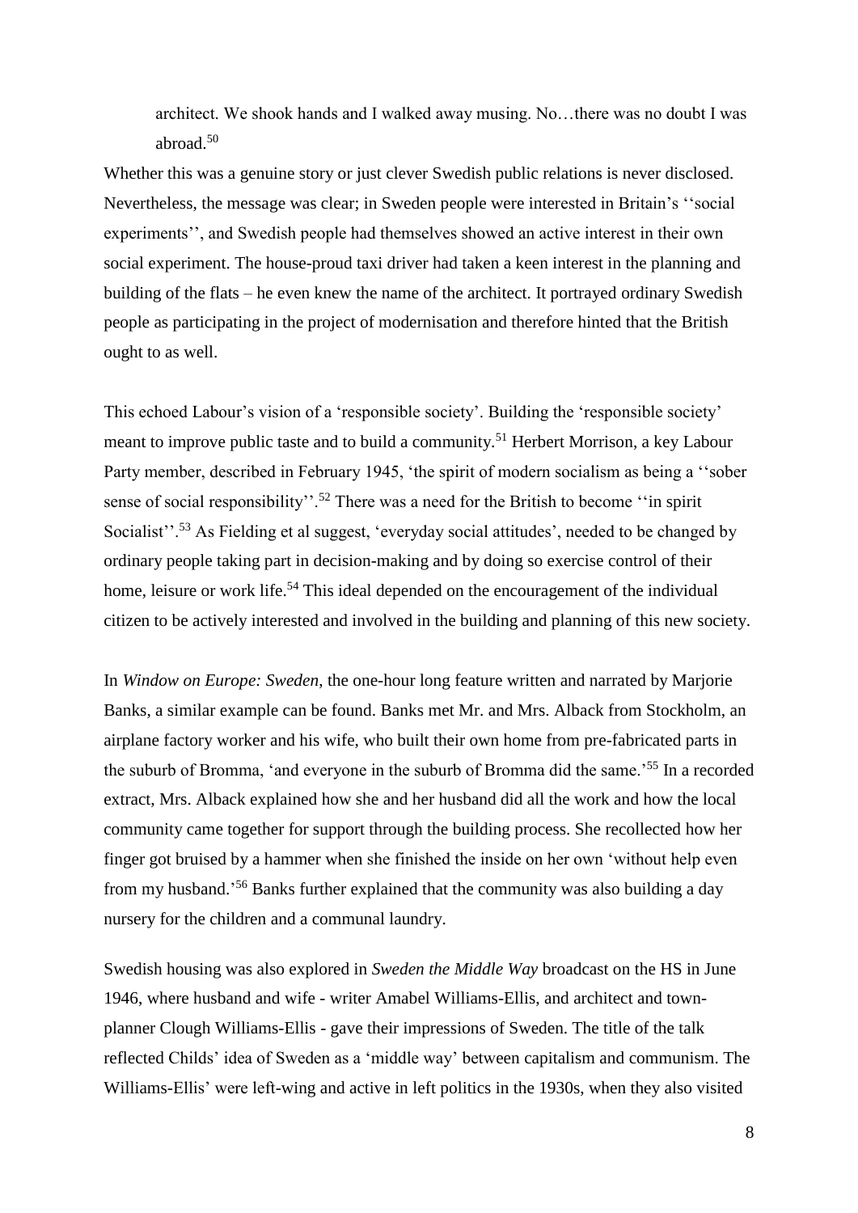> architect. We shook hands and I walked away musing. No…there was no doubt I was abroad.[50]

Whether this was a genuine story or just clever Swedish public relations is never disclosed. Nevertheless, the message was clear; in Sweden people were interested in Britain's ''social experiments'', and Swedish people had themselves showed an active interest in their own social experiment. The house-proud taxi driver had taken a keen interest in the planning and building of the flats – he even knew the name of the architect. It portrayed ordinary Swedish people as participating in the project of modernisation and therefore hinted that the British ought to as well.

This echoed Labour's vision of a 'responsible society'. Building the 'responsible society' meant to improve public taste and to build a community.[51] Herbert Morrison, a key Labour Party member, described in February 1945, 'the spirit of modern socialism as being a ''sober sense of social responsibility''.[52] There was a need for the British to become ''in spirit Socialist''.[53] As Fielding et al suggest, 'everyday social attitudes', needed to be changed by ordinary people taking part in decision-making and by doing so exercise control of their home, leisure or work life.[54] This ideal depended on the encouragement of the individual citizen to be actively interested and involved in the building and planning of this new society.

In *Window on Europe: Sweden*, the one-hour long feature written and narrated by Marjorie Banks, a similar example can be found. Banks met Mr. and Mrs. Alback from Stockholm, an airplane factory worker and his wife, who built their own home from pre-fabricated parts in the suburb of Bromma, 'and everyone in the suburb of Bromma did the same.'[55] In a recorded extract, Mrs. Alback explained how she and her husband did all the work and how the local community came together for support through the building process. She recollected how her finger got bruised by a hammer when she finished the inside on her own 'without help even from my husband.'[56] Banks further explained that the community was also building a day nursery for the children and a communal laundry.

Swedish housing was also explored in *Sweden the Middle Way* broadcast on the HS in June 1946, where husband and wife - writer Amabel Williams-Ellis, and architect and town-planner Clough Williams-Ellis - gave their impressions of Sweden. The title of the talk reflected Childs' idea of Sweden as a 'middle way' between capitalism and communism. The Williams-Ellis' were left-wing and active in left politics in the 1930s, when they also visited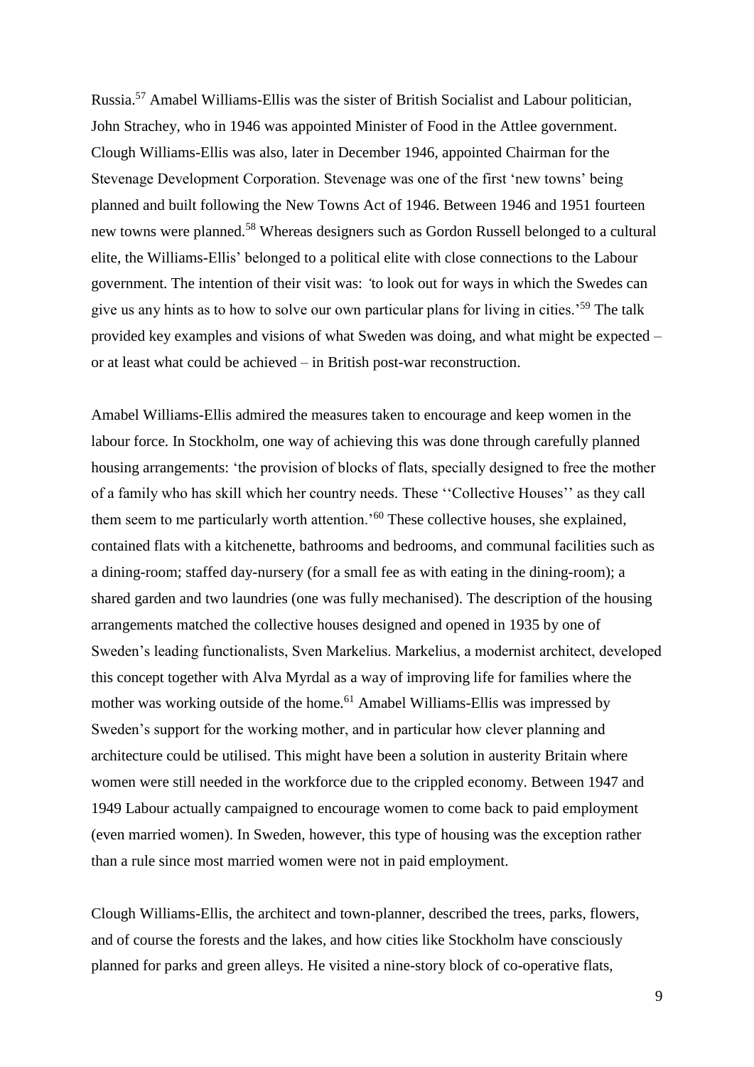Russia.[57] Amabel Williams-Ellis was the sister of British Socialist and Labour politician, John Strachey, who in 1946 was appointed Minister of Food in the Attlee government. Clough Williams-Ellis was also, later in December 1946, appointed Chairman for the Stevenage Development Corporation. Stevenage was one of the first 'new towns' being planned and built following the New Towns Act of 1946. Between 1946 and 1951 fourteen new towns were planned.[58] Whereas designers such as Gordon Russell belonged to a cultural elite, the Williams-Ellis' belonged to a political elite with close connections to the Labour government. The intention of their visit was: *'*to look out for ways in which the Swedes can give us any hints as to how to solve our own particular plans for living in cities.'[59] The talk provided key examples and visions of what Sweden was doing, and what might be expected – or at least what could be achieved – in British post-war reconstruction.

Amabel Williams-Ellis admired the measures taken to encourage and keep women in the labour force. In Stockholm, one way of achieving this was done through carefully planned housing arrangements: 'the provision of blocks of flats, specially designed to free the mother of a family who has skill which her country needs. These ''Collective Houses'' as they call them seem to me particularly worth attention.'[60] These collective houses, she explained, contained flats with a kitchenette, bathrooms and bedrooms, and communal facilities such as a dining-room; staffed day-nursery (for a small fee as with eating in the dining-room); a shared garden and two laundries (one was fully mechanised). The description of the housing arrangements matched the collective houses designed and opened in 1935 by one of Sweden's leading functionalists, Sven Markelius. Markelius, a modernist architect, developed this concept together with Alva Myrdal as a way of improving life for families where the mother was working outside of the home.[61] Amabel Williams-Ellis was impressed by Sweden's support for the working mother, and in particular how clever planning and architecture could be utilised. This might have been a solution in austerity Britain where women were still needed in the workforce due to the crippled economy. Between 1947 and 1949 Labour actually campaigned to encourage women to come back to paid employment (even married women). In Sweden, however, this type of housing was the exception rather than a rule since most married women were not in paid employment.

Clough Williams-Ellis, the architect and town-planner, described the trees, parks, flowers, and of course the forests and the lakes, and how cities like Stockholm have consciously planned for parks and green alleys. He visited a nine-story block of co-operative flats,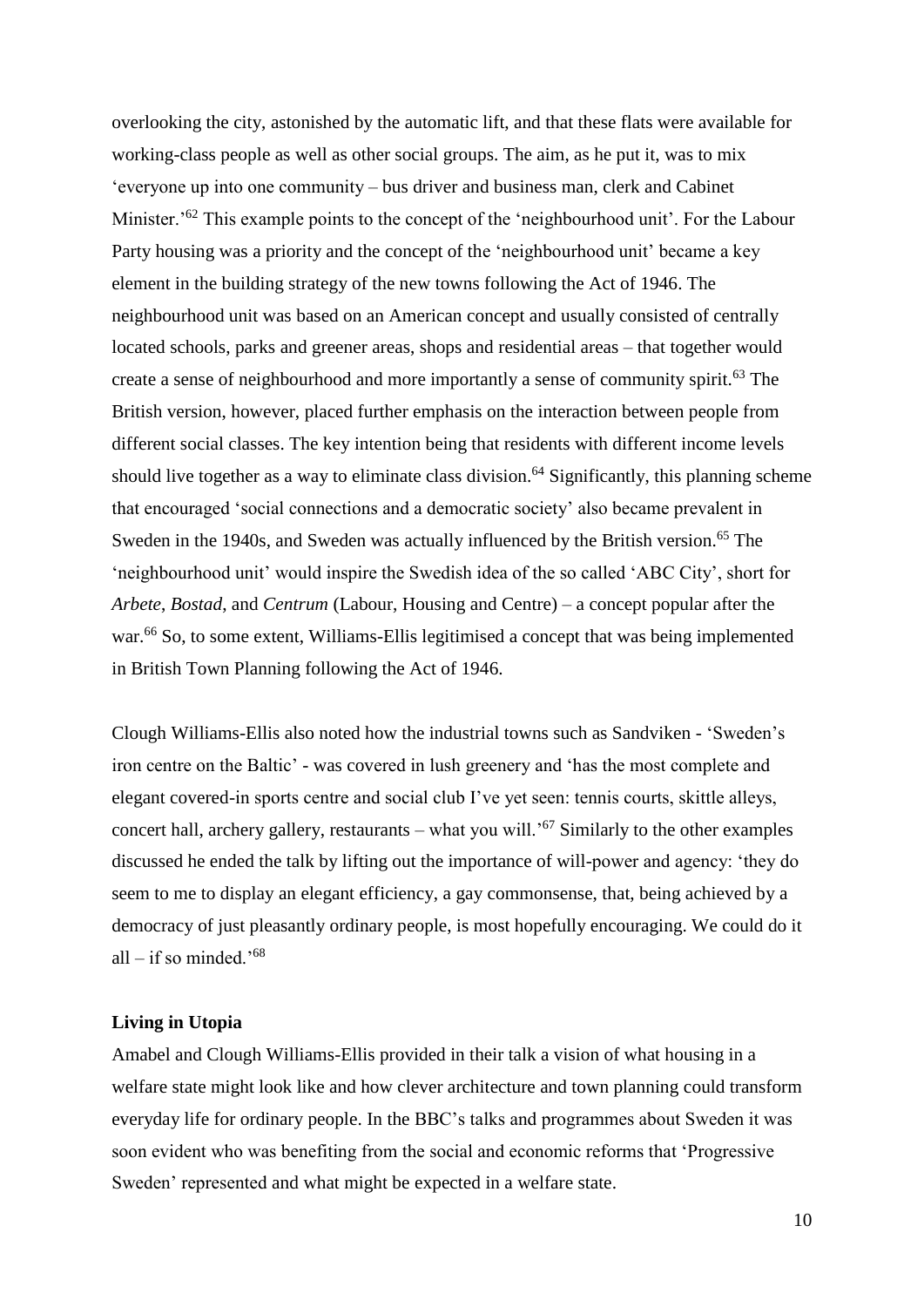overlooking the city, astonished by the automatic lift, and that these flats were available for working-class people as well as other social groups. The aim, as he put it, was to mix 'everyone up into one community – bus driver and business man, clerk and Cabinet Minister.'[62] This example points to the concept of the 'neighbourhood unit'. For the Labour Party housing was a priority and the concept of the 'neighbourhood unit' became a key element in the building strategy of the new towns following the Act of 1946. The neighbourhood unit was based on an American concept and usually consisted of centrally located schools, parks and greener areas, shops and residential areas – that together would create a sense of neighbourhood and more importantly a sense of community spirit.[63] The British version, however, placed further emphasis on the interaction between people from different social classes. The key intention being that residents with different income levels should live together as a way to eliminate class division.[64] Significantly, this planning scheme that encouraged 'social connections and a democratic society' also became prevalent in Sweden in the 1940s, and Sweden was actually influenced by the British version.[65] The 'neighbourhood unit' would inspire the Swedish idea of the so called 'ABC City', short for *Arbete*, *Bostad*, and *Centrum* (Labour, Housing and Centre) – a concept popular after the war.[66] So, to some extent, Williams-Ellis legitimised a concept that was being implemented in British Town Planning following the Act of 1946.

Clough Williams-Ellis also noted how the industrial towns such as Sandviken - 'Sweden's iron centre on the Baltic' - was covered in lush greenery and 'has the most complete and elegant covered-in sports centre and social club I've yet seen: tennis courts, skittle alleys, concert hall, archery gallery, restaurants – what you will.'[67] Similarly to the other examples discussed he ended the talk by lifting out the importance of will-power and agency: 'they do seem to me to display an elegant efficiency, a gay commonsense, that, being achieved by a democracy of just pleasantly ordinary people, is most hopefully encouraging. We could do it all – if so minded.'[68]

**Living in Utopia**

Amabel and Clough Williams-Ellis provided in their talk a vision of what housing in a welfare state might look like and how clever architecture and town planning could transform everyday life for ordinary people. In the BBC's talks and programmes about Sweden it was soon evident who was benefiting from the social and economic reforms that 'Progressive Sweden' represented and what might be expected in a welfare state.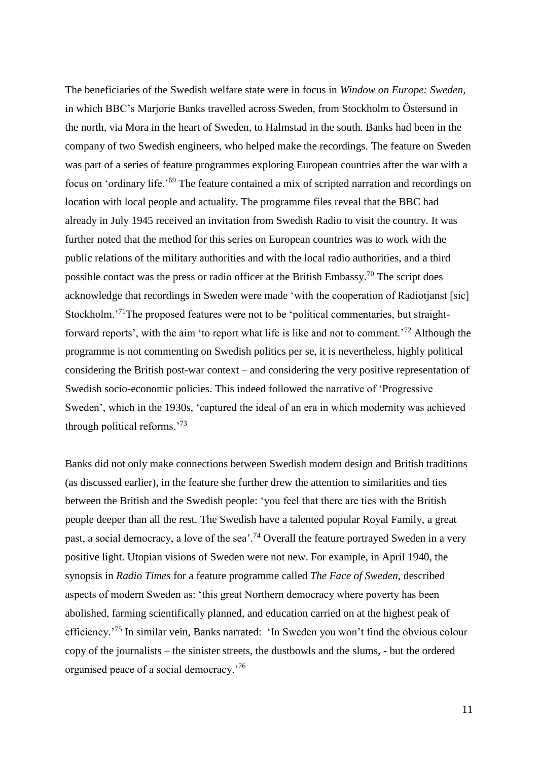The beneficiaries of the Swedish welfare state were in focus in *Window on Europe: Sweden*, in which BBC's Marjorie Banks travelled across Sweden, from Stockholm to Östersund in the north, via Mora in the heart of Sweden, to Halmstad in the south. Banks had been in the company of two Swedish engineers, who helped make the recordings. The feature on Sweden was part of a series of feature programmes exploring European countries after the war with a focus on 'ordinary life.'[69] The feature contained a mix of scripted narration and recordings on location with local people and actuality. The programme files reveal that the BBC had already in July 1945 received an invitation from Swedish Radio to visit the country. It was further noted that the method for this series on European countries was to work with the public relations of the military authorities and with the local radio authorities, and a third possible contact was the press or radio officer at the British Embassy.[70] The script does acknowledge that recordings in Sweden were made 'with the cooperation of Radiotjanst [sic] Stockholm.'[71]The proposed features were not to be 'political commentaries, but straight-forward reports', with the aim 'to report what life is like and not to comment.'[72] Although the programme is not commenting on Swedish politics per se, it is nevertheless, highly political considering the British post-war context – and considering the very positive representation of Swedish socio-economic policies. This indeed followed the narrative of 'Progressive Sweden', which in the 1930s, 'captured the ideal of an era in which modernity was achieved through political reforms.'[73]

Banks did not only make connections between Swedish modern design and British traditions (as discussed earlier), in the feature she further drew the attention to similarities and ties between the British and the Swedish people: 'you feel that there are ties with the British people deeper than all the rest. The Swedish have a talented popular Royal Family, a great past, a social democracy, a love of the sea'.[74] Overall the feature portrayed Sweden in a very positive light. Utopian visions of Sweden were not new. For example, in April 1940, the synopsis in *Radio Times* for a feature programme called *The Face of Sweden*, described aspects of modern Sweden as: 'this great Northern democracy where poverty has been abolished, farming scientifically planned, and education carried on at the highest peak of efficiency.'[75] In similar vein, Banks narrated: 'In Sweden you won't find the obvious colour copy of the journalists – the sinister streets, the dustbowls and the slums, - but the ordered organised peace of a social democracy.'[76]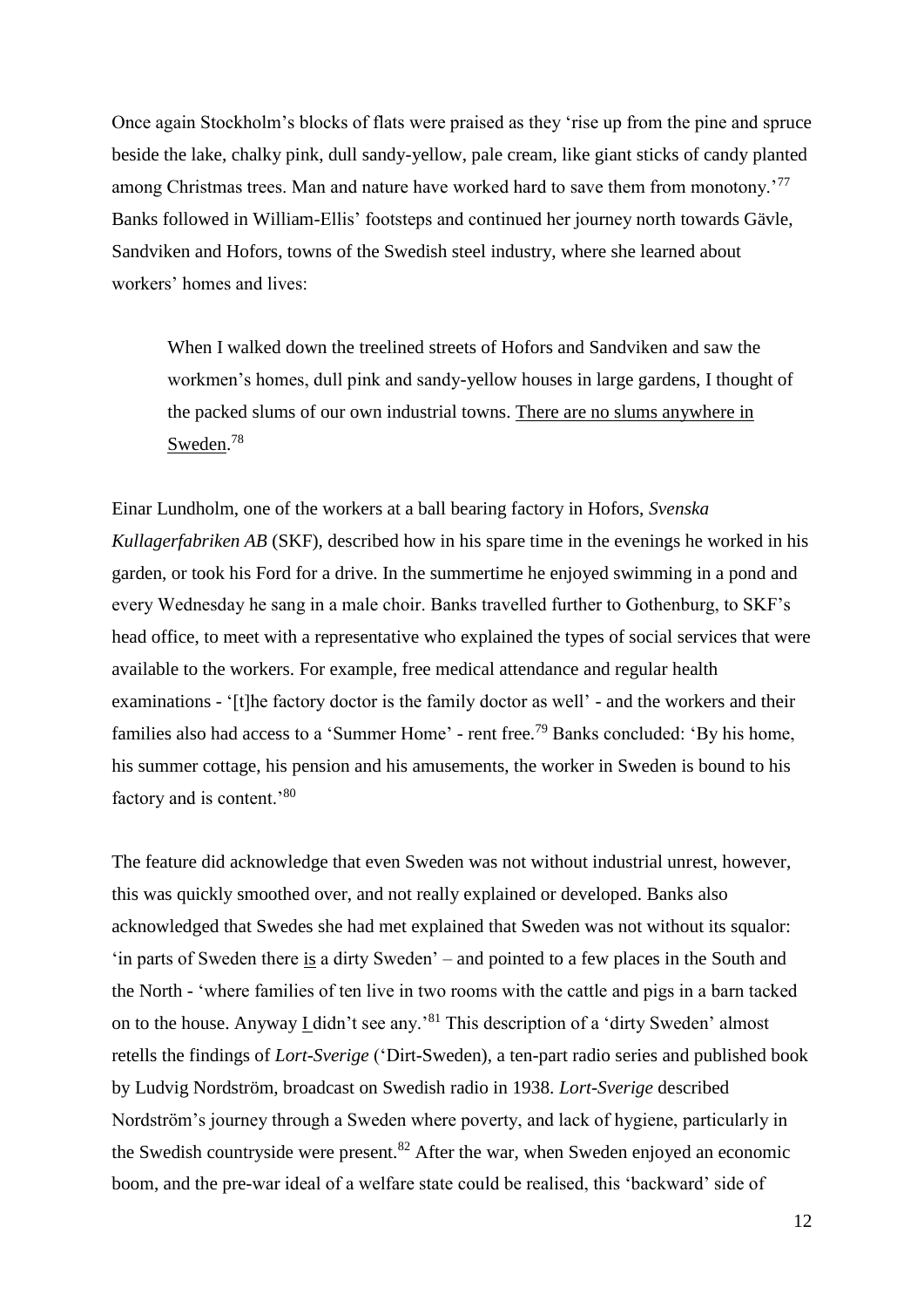Once again Stockholm's blocks of flats were praised as they 'rise up from the pine and spruce beside the lake, chalky pink, dull sandy-yellow, pale cream, like giant sticks of candy planted among Christmas trees. Man and nature have worked hard to save them from monotony.'[77] Banks followed in William-Ellis' footsteps and continued her journey north towards Gävle, Sandviken and Hofors, towns of the Swedish steel industry, where she learned about workers' homes and lives:

> When I walked down the treelined streets of Hofors and Sandviken and saw the workmen's homes, dull pink and sandy-yellow houses in large gardens, I thought of the packed slums of our own industrial towns. <u>There are no slums anywhere in Sweden</u>.[78]

Einar Lundholm, one of the workers at a ball bearing factory in Hofors, *Svenska Kullagerfabriken AB* (SKF), described how in his spare time in the evenings he worked in his garden, or took his Ford for a drive. In the summertime he enjoyed swimming in a pond and every Wednesday he sang in a male choir. Banks travelled further to Gothenburg, to SKF's head office, to meet with a representative who explained the types of social services that were available to the workers. For example, free medical attendance and regular health examinations - '[t]he factory doctor is the family doctor as well' - and the workers and their families also had access to a 'Summer Home' - rent free.[79] Banks concluded: 'By his home, his summer cottage, his pension and his amusements, the worker in Sweden is bound to his factory and is content.'[80]

The feature did acknowledge that even Sweden was not without industrial unrest, however, this was quickly smoothed over, and not really explained or developed. Banks also acknowledged that Swedes she had met explained that Sweden was not without its squalor: 'in parts of Sweden there <u>is</u> a dirty Sweden' – and pointed to a few places in the South and the North - 'where families of ten live in two rooms with the cattle and pigs in a barn tacked on to the house. Anyway <u>I</u> didn't see any.'[81] This description of a 'dirty Sweden' almost retells the findings of *Lort-Sverige* ('Dirt-Sweden), a ten-part radio series and published book by Ludvig Nordström, broadcast on Swedish radio in 1938. *Lort-Sverige* described Nordström's journey through a Sweden where poverty, and lack of hygiene, particularly in the Swedish countryside were present.[82] After the war, when Sweden enjoyed an economic boom, and the pre-war ideal of a welfare state could be realised, this 'backward' side of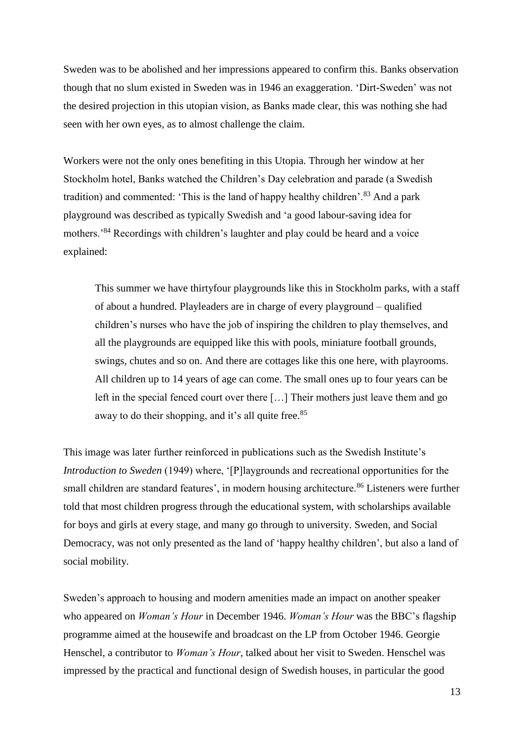Sweden was to be abolished and her impressions appeared to confirm this. Banks observation though that no slum existed in Sweden was in 1946 an exaggeration. 'Dirt-Sweden' was not the desired projection in this utopian vision, as Banks made clear, this was nothing she had seen with her own eyes, as to almost challenge the claim.

Workers were not the only ones benefiting in this Utopia. Through her window at her Stockholm hotel, Banks watched the Children's Day celebration and parade (a Swedish tradition) and commented: 'This is the land of happy healthy children'.[83] And a park playground was described as typically Swedish and 'a good labour-saving idea for mothers.'[84] Recordings with children's laughter and play could be heard and a voice explained:

> This summer we have thirtyfour playgrounds like this in Stockholm parks, with a staff of about a hundred. Playleaders are in charge of every playground – qualified children's nurses who have the job of inspiring the children to play themselves, and all the playgrounds are equipped like this with pools, miniature football grounds, swings, chutes and so on. And there are cottages like this one here, with playrooms. All children up to 14 years of age can come. The small ones up to four years can be left in the special fenced court over there […] Their mothers just leave them and go away to do their shopping, and it's all quite free.[85]

This image was later further reinforced in publications such as the Swedish Institute's *Introduction to Sweden* (1949) where, '[P]laygrounds and recreational opportunities for the small children are standard features', in modern housing architecture.[86] Listeners were further told that most children progress through the educational system, with scholarships available for boys and girls at every stage, and many go through to university. Sweden, and Social Democracy, was not only presented as the land of 'happy healthy children', but also a land of social mobility.

Sweden's approach to housing and modern amenities made an impact on another speaker who appeared on *Woman's Hour* in December 1946. *Woman's Hour* was the BBC's flagship programme aimed at the housewife and broadcast on the LP from October 1946. Georgie Henschel, a contributor to *Woman's Hour*, talked about her visit to Sweden. Henschel was impressed by the practical and functional design of Swedish houses, in particular the good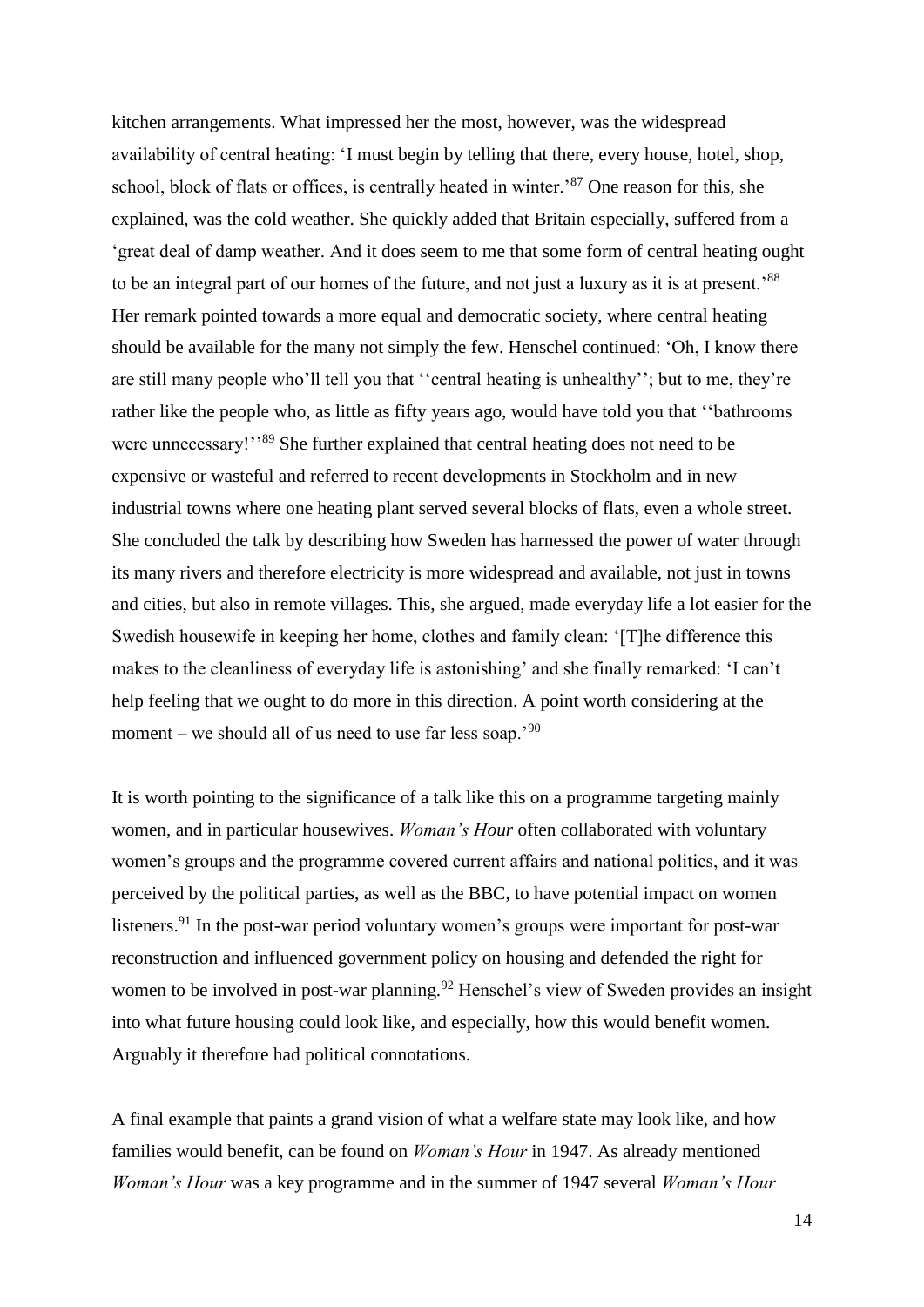kitchen arrangements. What impressed her the most, however, was the widespread availability of central heating: 'I must begin by telling that there, every house, hotel, shop, school, block of flats or offices, is centrally heated in winter.'[87] One reason for this, she explained, was the cold weather. She quickly added that Britain especially, suffered from a 'great deal of damp weather. And it does seem to me that some form of central heating ought to be an integral part of our homes of the future, and not just a luxury as it is at present.'[88] Her remark pointed towards a more equal and democratic society, where central heating should be available for the many not simply the few. Henschel continued: 'Oh, I know there are still many people who'll tell you that ''central heating is unhealthy''; but to me, they're rather like the people who, as little as fifty years ago, would have told you that ''bathrooms were unnecessary!'''[89] She further explained that central heating does not need to be expensive or wasteful and referred to recent developments in Stockholm and in new industrial towns where one heating plant served several blocks of flats, even a whole street. She concluded the talk by describing how Sweden has harnessed the power of water through its many rivers and therefore electricity is more widespread and available, not just in towns and cities, but also in remote villages. This, she argued, made everyday life a lot easier for the Swedish housewife in keeping her home, clothes and family clean: '[T]he difference this makes to the cleanliness of everyday life is astonishing' and she finally remarked: 'I can't help feeling that we ought to do more in this direction. A point worth considering at the moment – we should all of us need to use far less soap.'[90]

It is worth pointing to the significance of a talk like this on a programme targeting mainly women, and in particular housewives. *Woman's Hour* often collaborated with voluntary women's groups and the programme covered current affairs and national politics, and it was perceived by the political parties, as well as the BBC, to have potential impact on women listeners.[91] In the post-war period voluntary women's groups were important for post-war reconstruction and influenced government policy on housing and defended the right for women to be involved in post-war planning.[92] Henschel's view of Sweden provides an insight into what future housing could look like, and especially, how this would benefit women. Arguably it therefore had political connotations.

A final example that paints a grand vision of what a welfare state may look like, and how families would benefit, can be found on *Woman's Hour* in 1947. As already mentioned *Woman's Hour* was a key programme and in the summer of 1947 several *Woman's Hour*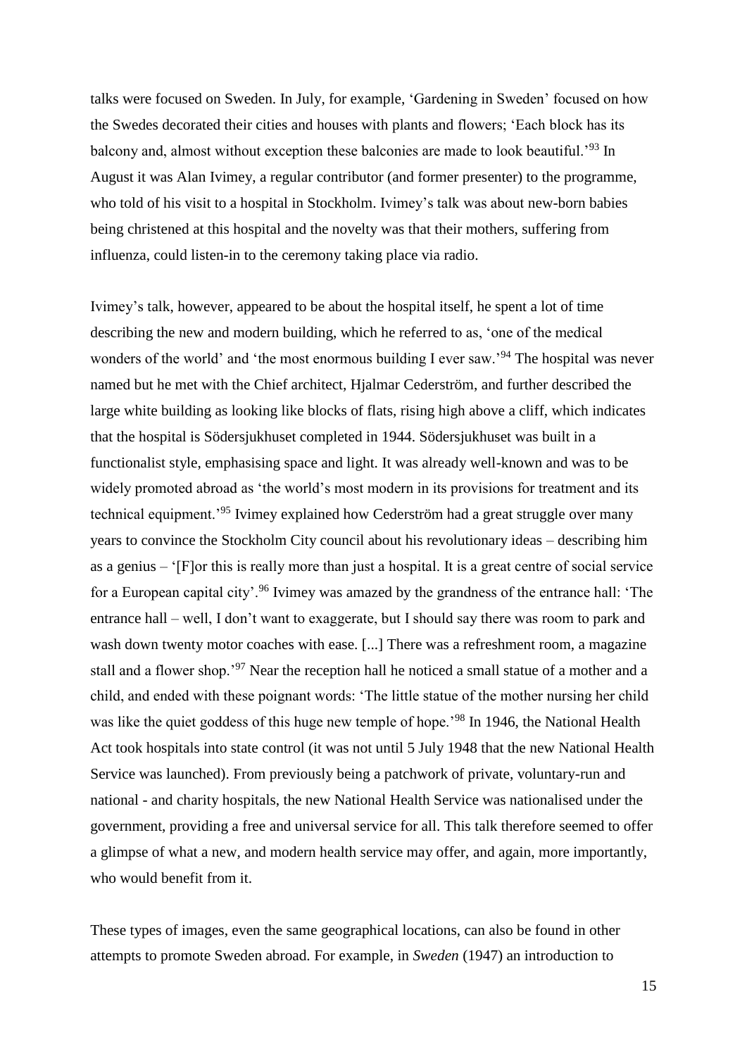talks were focused on Sweden. In July, for example, 'Gardening in Sweden' focused on how the Swedes decorated their cities and houses with plants and flowers; 'Each block has its balcony and, almost without exception these balconies are made to look beautiful.'[93] In August it was Alan Ivimey, a regular contributor (and former presenter) to the programme, who told of his visit to a hospital in Stockholm. Ivimey's talk was about new-born babies being christened at this hospital and the novelty was that their mothers, suffering from influenza, could listen-in to the ceremony taking place via radio.

Ivimey's talk, however, appeared to be about the hospital itself, he spent a lot of time describing the new and modern building, which he referred to as, 'one of the medical wonders of the world' and 'the most enormous building I ever saw.'[94] The hospital was never named but he met with the Chief architect, Hjalmar Cederström, and further described the large white building as looking like blocks of flats, rising high above a cliff, which indicates that the hospital is Södersjukhuset completed in 1944. Södersjukhuset was built in a functionalist style, emphasising space and light. It was already well-known and was to be widely promoted abroad as 'the world's most modern in its provisions for treatment and its technical equipment.'[95] Ivimey explained how Cederström had a great struggle over many years to convince the Stockholm City council about his revolutionary ideas – describing him as a genius – '[F]or this is really more than just a hospital. It is a great centre of social service for a European capital city'.[96] Ivimey was amazed by the grandness of the entrance hall: 'The entrance hall – well, I don't want to exaggerate, but I should say there was room to park and wash down twenty motor coaches with ease. [...] There was a refreshment room, a magazine stall and a flower shop.'[97] Near the reception hall he noticed a small statue of a mother and a child, and ended with these poignant words: 'The little statue of the mother nursing her child was like the quiet goddess of this huge new temple of hope.'[98] In 1946, the National Health Act took hospitals into state control (it was not until 5 July 1948 that the new National Health Service was launched). From previously being a patchwork of private, voluntary-run and national - and charity hospitals, the new National Health Service was nationalised under the government, providing a free and universal service for all. This talk therefore seemed to offer a glimpse of what a new, and modern health service may offer, and again, more importantly, who would benefit from it.

These types of images, even the same geographical locations, can also be found in other attempts to promote Sweden abroad. For example, in *Sweden* (1947) an introduction to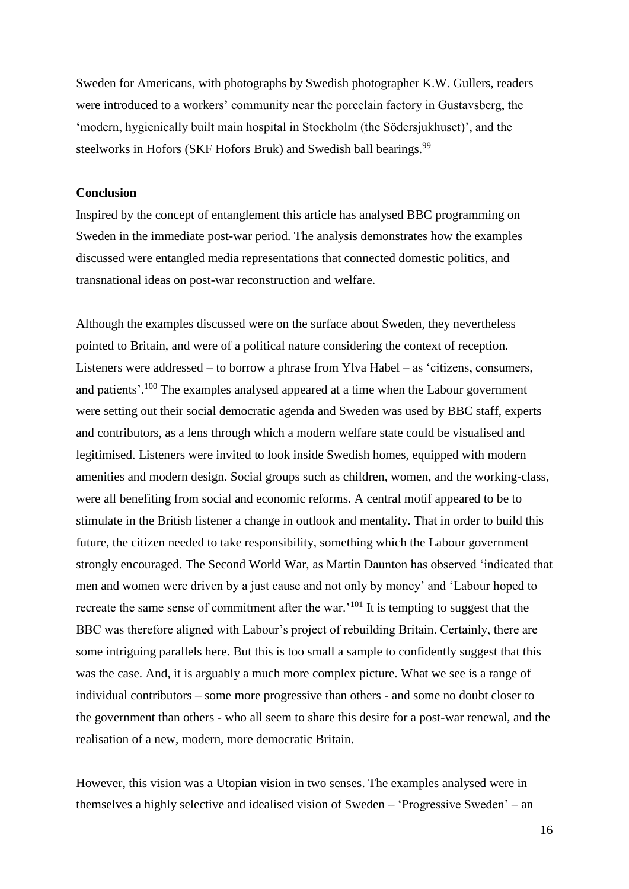Sweden for Americans, with photographs by Swedish photographer K.W. Gullers, readers were introduced to a workers' community near the porcelain factory in Gustavsberg, the 'modern, hygienically built main hospital in Stockholm (the Södersjukhuset)', and the steelworks in Hofors (SKF Hofors Bruk) and Swedish ball bearings.[99]

**Conclusion**

Inspired by the concept of entanglement this article has analysed BBC programming on Sweden in the immediate post-war period. The analysis demonstrates how the examples discussed were entangled media representations that connected domestic politics, and transnational ideas on post-war reconstruction and welfare.

Although the examples discussed were on the surface about Sweden, they nevertheless pointed to Britain, and were of a political nature considering the context of reception. Listeners were addressed – to borrow a phrase from Ylva Habel – as 'citizens, consumers, and patients'.[100] The examples analysed appeared at a time when the Labour government were setting out their social democratic agenda and Sweden was used by BBC staff, experts and contributors, as a lens through which a modern welfare state could be visualised and legitimised. Listeners were invited to look inside Swedish homes, equipped with modern amenities and modern design. Social groups such as children, women, and the working-class, were all benefiting from social and economic reforms. A central motif appeared to be to stimulate in the British listener a change in outlook and mentality. That in order to build this future, the citizen needed to take responsibility, something which the Labour government strongly encouraged. The Second World War, as Martin Daunton has observed 'indicated that men and women were driven by a just cause and not only by money' and 'Labour hoped to recreate the same sense of commitment after the war.'[101] It is tempting to suggest that the BBC was therefore aligned with Labour's project of rebuilding Britain. Certainly, there are some intriguing parallels here. But this is too small a sample to confidently suggest that this was the case. And, it is arguably a much more complex picture. What we see is a range of individual contributors – some more progressive than others - and some no doubt closer to the government than others - who all seem to share this desire for a post-war renewal, and the realisation of a new, modern, more democratic Britain.

However, this vision was a Utopian vision in two senses. The examples analysed were in themselves a highly selective and idealised vision of Sweden – 'Progressive Sweden' – an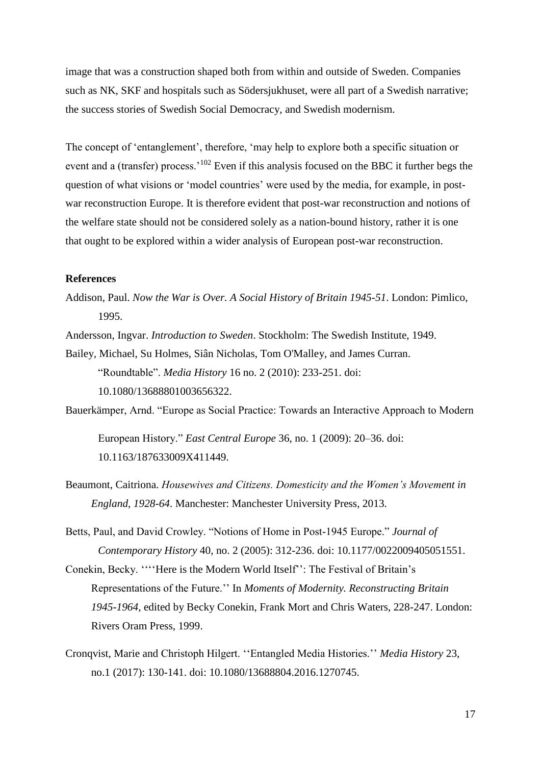image that was a construction shaped both from within and outside of Sweden. Companies such as NK, SKF and hospitals such as Södersjukhuset, were all part of a Swedish narrative; the success stories of Swedish Social Democracy, and Swedish modernism.

The concept of 'entanglement', therefore, 'may help to explore both a specific situation or event and a (transfer) process.'[102] Even if this analysis focused on the BBC it further begs the question of what visions or 'model countries' were used by the media, for example, in post-war reconstruction Europe. It is therefore evident that post-war reconstruction and notions of the welfare state should not be considered solely as a nation-bound history, rather it is one that ought to be explored within a wider analysis of European post-war reconstruction.

**References**

Addison, Paul. *Now the War is Over. A Social History of Britain 1945-51*. London: Pimlico, 1995.

Andersson, Ingvar. *Introduction to Sweden*. Stockholm: The Swedish Institute, 1949.

Bailey, Michael, Su Holmes, Siân Nicholas, Tom O'Malley, and James Curran. "Roundtable". *Media History* 16 no. 2 (2010): 233-251. doi: 10.1080/13688801003656322.

Bauerkämper, Arnd. "Europe as Social Practice: Towards an Interactive Approach to Modern European History." *East Central Europe* 36, no. 1 (2009): 20–36. doi: 10.1163/187633009X411449.

Beaumont, Caitriona. *Housewives and Citizens. Domesticity and the Women's Movement in England, 1928-64*. Manchester: Manchester University Press, 2013.

Betts, Paul, and David Crowley. "Notions of Home in Post-1945 Europe." *Journal of Contemporary History* 40, no. 2 (2005): 312-236. doi: 10.1177/0022009405051551.

Conekin, Becky. ''''Here is the Modern World Itself'': The Festival of Britain's Representations of the Future.'' In *Moments of Modernity. Reconstructing Britain 1945-1964*, edited by Becky Conekin, Frank Mort and Chris Waters, 228-247. London: Rivers Oram Press, 1999.

Cronqvist, Marie and Christoph Hilgert. ''Entangled Media Histories.'' *Media History* 23, no.1 (2017): 130-141. doi: 10.1080/13688804.2016.1270745.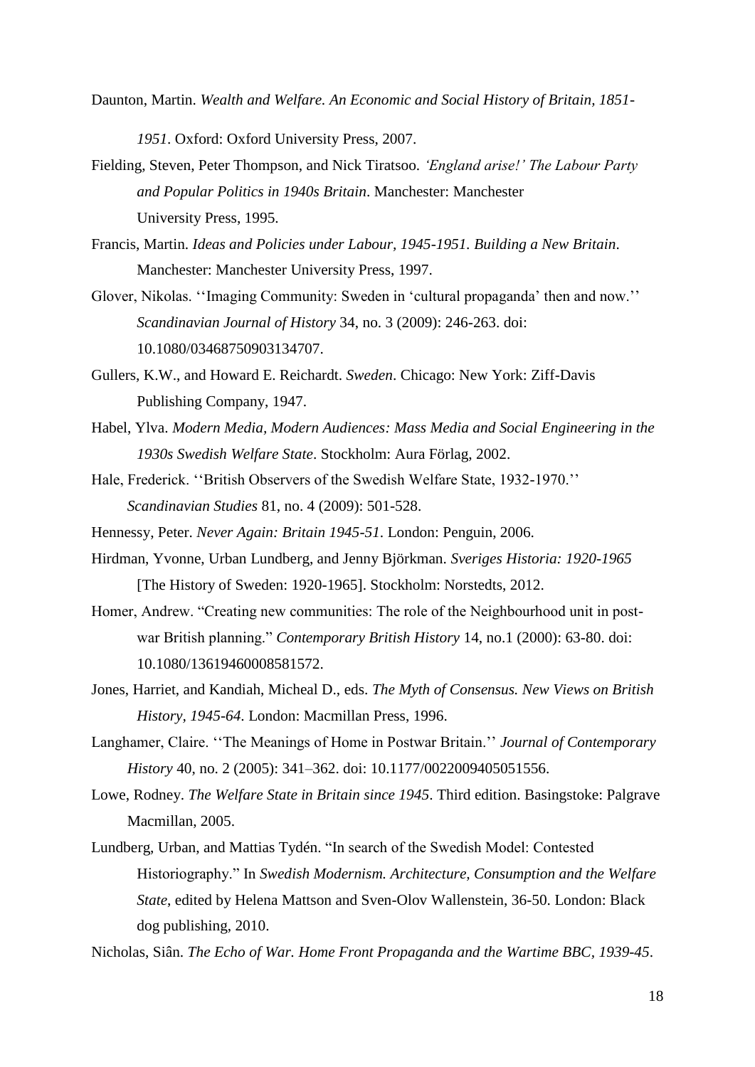Daunton, Martin. *Wealth and Welfare. An Economic and Social History of Britain, 1851-1951*. Oxford: Oxford University Press, 2007.

Fielding, Steven, Peter Thompson, and Nick Tiratsoo. *'England arise!' The Labour Party and Popular Politics in 1940s Britain*. Manchester: Manchester University Press, 1995.

Francis, Martin. *Ideas and Policies under Labour, 1945-1951. Building a New Britain*. Manchester: Manchester University Press, 1997.

Glover, Nikolas. ''Imaging Community: Sweden in 'cultural propaganda' then and now.'' *Scandinavian Journal of History* 34, no. 3 (2009): 246-263. doi: 10.1080/03468750903134707.

Gullers, K.W., and Howard E. Reichardt. *Sweden*. Chicago: New York: Ziff-Davis Publishing Company, 1947.

Habel, Ylva. *Modern Media, Modern Audiences: Mass Media and Social Engineering in the 1930s Swedish Welfare State*. Stockholm: Aura Förlag, 2002.

Hale, Frederick. ''British Observers of the Swedish Welfare State, 1932-1970.'' *Scandinavian Studies* 81, no. 4 (2009): 501-528.

Hennessy, Peter. *Never Again: Britain 1945-51*. London: Penguin, 2006.

Hirdman, Yvonne, Urban Lundberg, and Jenny Björkman. *Sveriges Historia: 1920-1965* [The History of Sweden: 1920-1965]. Stockholm: Norstedts, 2012.

Homer, Andrew. "Creating new communities: The role of the Neighbourhood unit in post-war British planning." *Contemporary British History* 14, no.1 (2000): 63-80. doi: 10.1080/13619460008581572.

Jones, Harriet, and Kandiah, Micheal D., eds. *The Myth of Consensus. New Views on British History, 1945-64*. London: Macmillan Press, 1996.

Langhamer, Claire. ''The Meanings of Home in Postwar Britain.'' *Journal of Contemporary History* 40, no. 2 (2005): 341–362. doi: 10.1177/0022009405051556.

Lowe, Rodney. *The Welfare State in Britain since 1945*. Third edition. Basingstoke: Palgrave Macmillan, 2005.

Lundberg, Urban, and Mattias Tydén. "In search of the Swedish Model: Contested Historiography." In *Swedish Modernism. Architecture, Consumption and the Welfare State*, edited by Helena Mattson and Sven-Olov Wallenstein, 36-50. London: Black dog publishing, 2010.

Nicholas, Siân. *The Echo of War. Home Front Propaganda and the Wartime BBC, 1939-45*.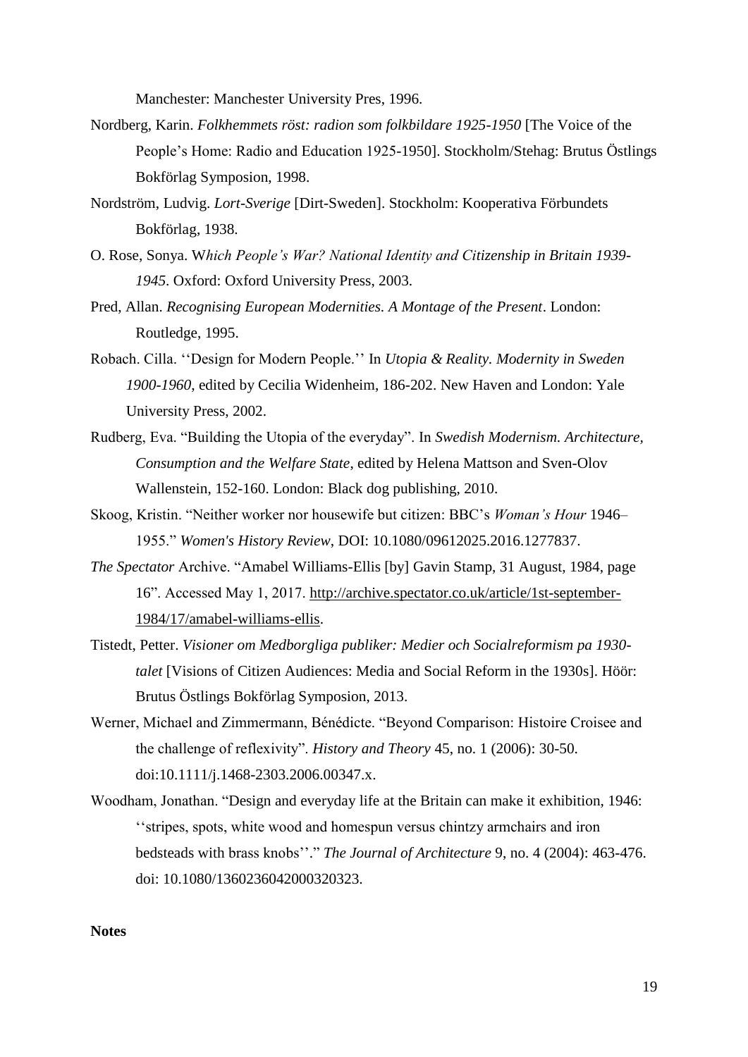Manchester: Manchester University Pres, 1996.

Nordberg, Karin. *Folkhemmets röst: radion som folkbildare 1925-1950* [The Voice of the People's Home: Radio and Education 1925-1950]. Stockholm/Stehag: Brutus Östlings Bokförlag Symposion, 1998.

Nordström, Ludvig. *Lort-Sverige* [Dirt-Sweden]. Stockholm: Kooperativa Förbundets Bokförlag, 1938.

O. Rose, Sonya. W*hich People's War? National Identity and Citizenship in Britain 1939-1945*. Oxford: Oxford University Press, 2003.

Pred, Allan. *Recognising European Modernities. A Montage of the Present*. London: Routledge, 1995.

Robach. Cilla. ''Design for Modern People.'' In *Utopia & Reality. Modernity in Sweden 1900-1960*, edited by Cecilia Widenheim, 186-202. New Haven and London: Yale University Press, 2002.

Rudberg, Eva. "Building the Utopia of the everyday". In *Swedish Modernism. Architecture, Consumption and the Welfare State*, edited by Helena Mattson and Sven-Olov Wallenstein, 152-160. London: Black dog publishing, 2010.

Skoog, Kristin. "Neither worker nor housewife but citizen: BBC's *Woman's Hour* 1946–1955." *Women's History Review*, DOI: 10.1080/09612025.2016.1277837.

*The Spectator* Archive. "Amabel Williams-Ellis [by] Gavin Stamp, 31 August, 1984, page 16". Accessed May 1, 2017. http://archive.spectator.co.uk/article/1st-september-1984/17/amabel-williams-ellis.

Tistedt, Petter. *Visioner om Medborgliga publiker: Medier och Socialreformism pa 1930-talet* [Visions of Citizen Audiences: Media and Social Reform in the 1930s]. Höör: Brutus Östlings Bokförlag Symposion, 2013.

Werner, Michael and Zimmermann, Bénédicte. "Beyond Comparison: Histoire Croisee and the challenge of reflexivity". *History and Theory* 45, no. 1 (2006): 30-50. doi:10.1111/j.1468-2303.2006.00347.x.

Woodham, Jonathan. "Design and everyday life at the Britain can make it exhibition, 1946: ''stripes, spots, white wood and homespun versus chintzy armchairs and iron bedsteads with brass knobs''." *The Journal of Architecture* 9, no. 4 (2004): 463-476. doi: 10.1080/1360236042000320323.

**Notes**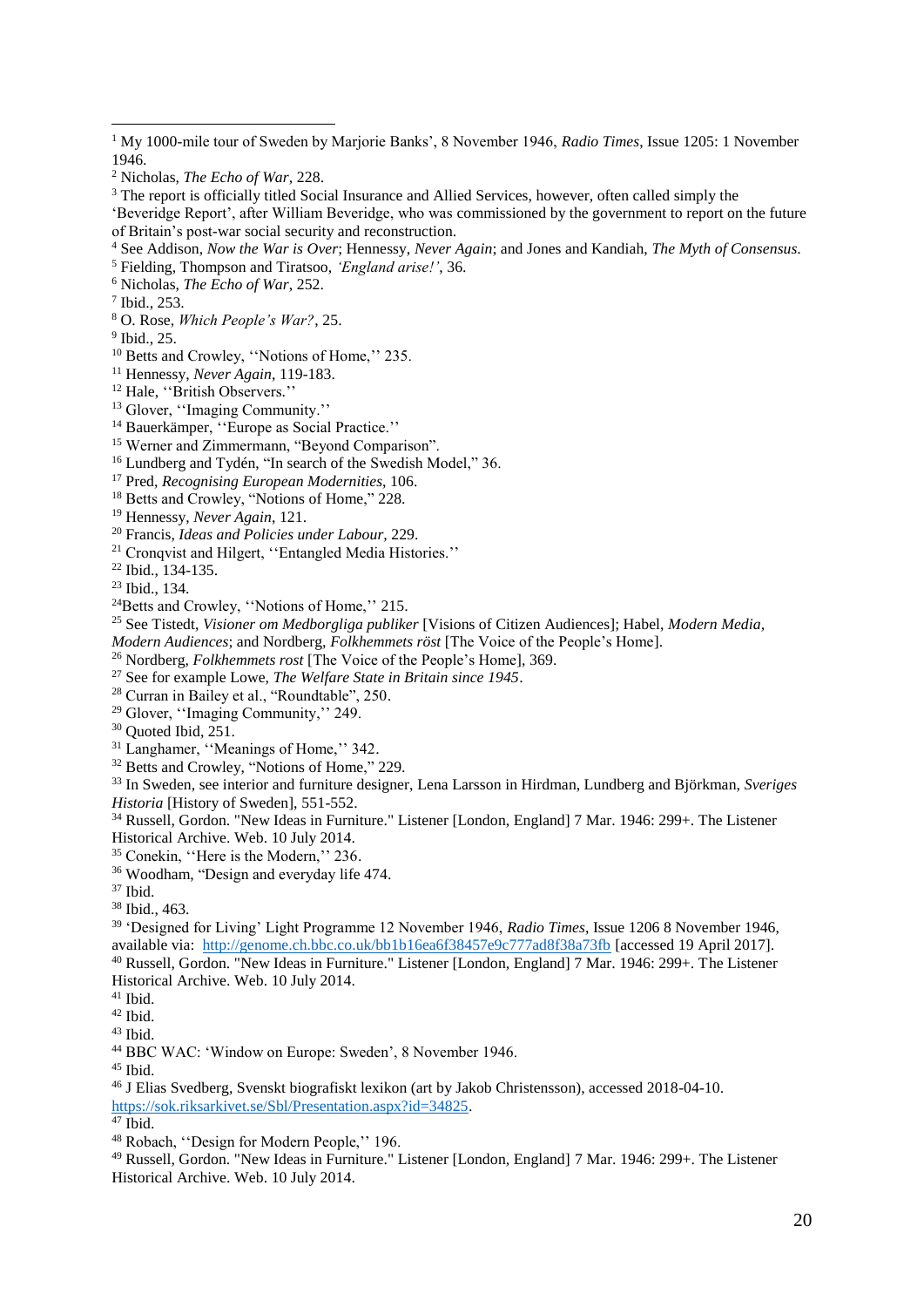[1] My 1000-mile tour of Sweden by Marjorie Banks', 8 November 1946, *Radio Times*, Issue 1205: 1 November 1946.

[2] Nicholas, *The Echo of War*, 228.

[3] The report is officially titled Social Insurance and Allied Services, however, often called simply the 'Beveridge Report', after William Beveridge, who was commissioned by the government to report on the future of Britain's post-war social security and reconstruction.

[4] See Addison, *Now the War is Over*; Hennessy, *Never Again*; and Jones and Kandiah, *The Myth of Consensus*.

[5] Fielding, Thompson and Tiratsoo, *'England arise!'*, 36.

[6] Nicholas, *The Echo of War*, 252.

[7] Ibid., 253.

[8] O. Rose, *Which People's War?*, 25.

[9] Ibid., 25.

[10] Betts and Crowley, ''Notions of Home,'' 235.

[11] Hennessy, *Never Again*, 119-183.

[12] Hale, ''British Observers.''

[13] Glover, ''Imaging Community.''

[14] Bauerkämper, ''Europe as Social Practice.''

[15] Werner and Zimmermann, "Beyond Comparison".

[16] Lundberg and Tydén, "In search of the Swedish Model," 36.

[17] Pred, *Recognising European Modernities*, 106.

[18] Betts and Crowley, "Notions of Home," 228.

[19] Hennessy, *Never Again*, 121.

[20] Francis, *Ideas and Policies under Labour*, 229.

[21] Cronqvist and Hilgert, ''Entangled Media Histories.''

[22] Ibid., 134-135.

[23] Ibid., 134.

[24] Betts and Crowley, ''Notions of Home,'' 215.

[25] See Tistedt, *Visioner om Medborgliga publiker* [Visions of Citizen Audiences]; Habel, *Modern Media, Modern Audiences*; and Nordberg, *Folkhemmets röst* [The Voice of the People's Home].

[26] Nordberg, *Folkhemmets rost* [The Voice of the People's Home], 369.

[27] See for example Lowe, *The Welfare State in Britain since 1945*.

[28] Curran in Bailey et al., "Roundtable", 250.

[29] Glover, ''Imaging Community,'' 249.

[30] Quoted Ibid, 251.

[31] Langhamer, ''Meanings of Home,'' 342.

[32] Betts and Crowley, "Notions of Home," 229.

[33] In Sweden, see interior and furniture designer, Lena Larsson in Hirdman, Lundberg and Björkman, *Sveriges Historia* [History of Sweden], 551-552.

[34] Russell, Gordon. "New Ideas in Furniture." Listener [London, England] 7 Mar. 1946: 299+. The Listener Historical Archive. Web. 10 July 2014.

[35] Conekin, ''Here is the Modern,'' 236.

[36] Woodham, "Design and everyday life 474.

[37] Ibid.

[38] Ibid., 463.

[39] 'Designed for Living' Light Programme 12 November 1946, *Radio Times*, Issue 1206 8 November 1946, available via: http://genome.ch.bbc.co.uk/bb1b16ea6f38457e9c777ad8f38a73fb [accessed 19 April 2017].

[40] Russell, Gordon. "New Ideas in Furniture." Listener [London, England] 7 Mar. 1946: 299+. The Listener Historical Archive. Web. 10 July 2014.

[41] Ibid.

[42] Ibid.

[43] Ibid.

[44] BBC WAC: 'Window on Europe: Sweden', 8 November 1946.

[45] Ibid.

[46] J Elias Svedberg, Svenskt biografiskt lexikon (art by Jakob Christensson), accessed 2018-04-10. https://sok.riksarkivet.se/Sbl/Presentation.aspx?id=34825.

[47] Ibid.

[48] Robach, ''Design for Modern People,'' 196.

[49] Russell, Gordon. "New Ideas in Furniture." Listener [London, England] 7 Mar. 1946: 299+. The Listener Historical Archive. Web. 10 July 2014.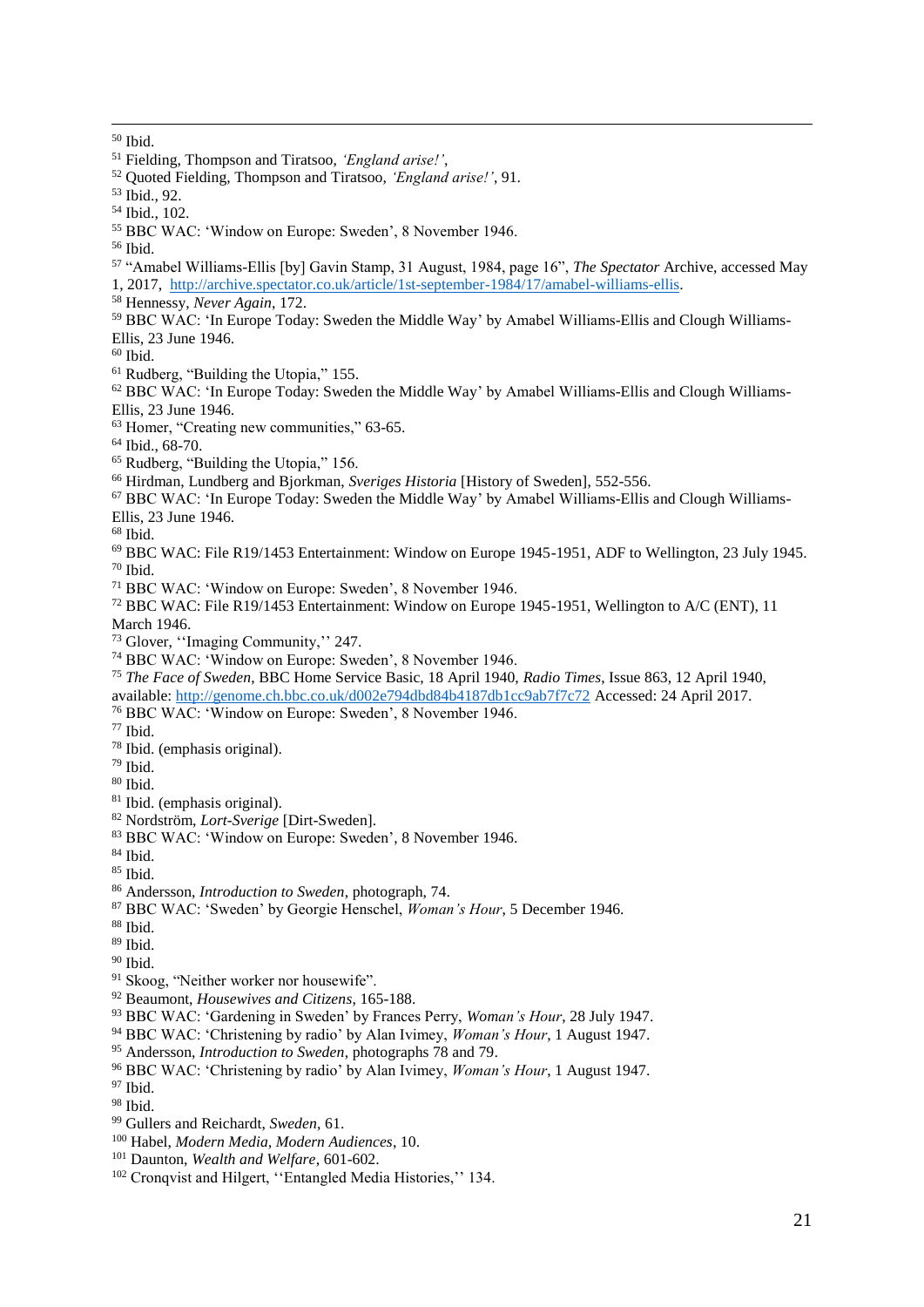[50] Ibid.

[51] Fielding, Thompson and Tiratsoo, *'England arise!'*,

[52] Quoted Fielding, Thompson and Tiratsoo, *'England arise!'*, 91.

[53] Ibid., 92.

[54] Ibid., 102.

[55] BBC WAC: 'Window on Europe: Sweden', 8 November 1946.

[56] Ibid.

[57] "Amabel Williams-Ellis [by] Gavin Stamp, 31 August, 1984, page 16", *The Spectator* Archive, accessed May 1, 2017, http://archive.spectator.co.uk/article/1st-september-1984/17/amabel-williams-ellis.

[58] Hennessy, *Never Again*, 172.

[59] BBC WAC: 'In Europe Today: Sweden the Middle Way' by Amabel Williams-Ellis and Clough Williams-Ellis, 23 June 1946.

[60] Ibid.

[61] Rudberg, "Building the Utopia," 155.

[62] BBC WAC: 'In Europe Today: Sweden the Middle Way' by Amabel Williams-Ellis and Clough Williams-Ellis, 23 June 1946.

[63] Homer, "Creating new communities," 63-65.

[64] Ibid., 68-70.

[65] Rudberg, "Building the Utopia," 156.

[66] Hirdman, Lundberg and Bjorkman, *Sveriges Historia* [History of Sweden], 552-556.

[67] BBC WAC: 'In Europe Today: Sweden the Middle Way' by Amabel Williams-Ellis and Clough Williams-Ellis, 23 June 1946.

[68] Ibid.

[69] BBC WAC: File R19/1453 Entertainment: Window on Europe 1945-1951, ADF to Wellington, 23 July 1945.

[70] Ibid.

[71] BBC WAC: 'Window on Europe: Sweden', 8 November 1946.

[72] BBC WAC: File R19/1453 Entertainment: Window on Europe 1945-1951, Wellington to A/C (ENT), 11 March 1946.

[73] Glover, ''Imaging Community,'' 247.

[74] BBC WAC: 'Window on Europe: Sweden', 8 November 1946.

[75] *The Face of Sweden*, BBC Home Service Basic, 18 April 1940, *Radio Times*, Issue 863, 12 April 1940, available: http://genome.ch.bbc.co.uk/d002e794dbd84b4187db1cc9ab7f7c72 Accessed: 24 April 2017.

[76] BBC WAC: 'Window on Europe: Sweden', 8 November 1946.

[77] Ibid.

[78] Ibid. (emphasis original).

[79] Ibid.

[80] Ibid.

[81] Ibid. (emphasis original).

[82] Nordström, *Lort-Sverige* [Dirt-Sweden].

[83] BBC WAC: 'Window on Europe: Sweden', 8 November 1946.

[84] Ibid.

[85] Ibid.

[86] Andersson, *Introduction to Sweden*, photograph, 74.

[87] BBC WAC: 'Sweden' by Georgie Henschel, *Woman's Hour*, 5 December 1946.

[88] Ibid.

[89] Ibid.

[90] Ibid.

[91] Skoog, "Neither worker nor housewife".

[92] Beaumont, *Housewives and Citizens*, 165-188.

[93] BBC WAC: 'Gardening in Sweden' by Frances Perry, *Woman's Hour*, 28 July 1947.

[94] BBC WAC: 'Christening by radio' by Alan Ivimey, *Woman's Hour*, 1 August 1947.

[95] Andersson, *Introduction to Sweden*, photographs 78 and 79.

[96] BBC WAC: 'Christening by radio' by Alan Ivimey, *Woman's Hour*, 1 August 1947.

[97] Ibid.

[98] Ibid.

[99] Gullers and Reichardt, *Sweden*, 61.

[100] Habel, *Modern Media, Modern Audiences*, 10.

[101] Daunton, *Wealth and Welfare*, 601-602.

[102] Cronqvist and Hilgert, ''Entangled Media Histories,'' 134.